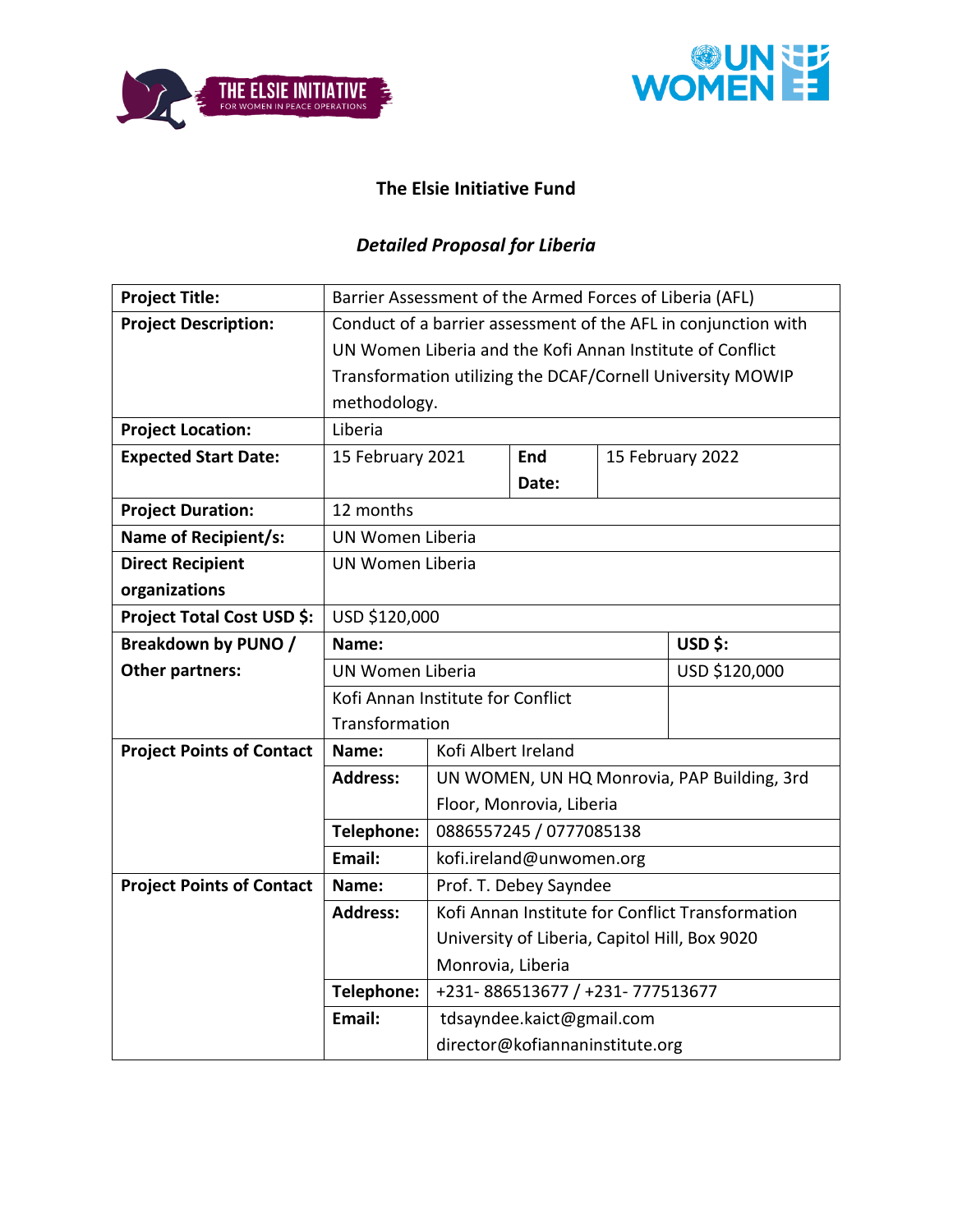# The Elsie Initiative Fund

## *Detailed Proposal for Liberia*

| | | | | |
|---|---|---|---|---|
| **Project Title:** | Barrier Assessment of the Armed Forces of Liberia (AFL) | | | |
| **Project Description:** | Conduct of a barrier assessment of the AFL in conjunction with UN Women Liberia and the Kofi Annan Institute of Conflict Transformation utilizing the DCAF/Cornell University MOWIP methodology. | | | |
| **Project Location:** | Liberia | | | |
| **Expected Start Date:** | 15 February 2021 | | **End Date:** | 15 February 2022 |
| **Project Duration:** | 12 months | | | |
| **Name of Recipient/s:** | UN Women Liberia | | | |
| **Direct Recipient organizations** | UN Women Liberia | | | |
| **Project Total Cost USD $:** | USD $120,000 | | | |
| **Breakdown by PUNO / Other partners:** | **Name:** | | | **USD $:** |
| | UN Women Liberia | | | USD $120,000 |
| | Kofi Annan Institute for Conflict Transformation | | | |
| **Project Points of Contact** | **Name:** | Kofi Albert Ireland | | |
| | **Address:** | UN WOMEN, UN HQ Monrovia, PAP Building, 3rd Floor, Monrovia, Liberia | | |
| | **Telephone:** | 0886557245 / 0777085138 | | |
| | **Email:** | kofi.ireland@unwomen.org | | |
| **Project Points of Contact** | **Name:** | Prof. T. Debey Sayndee | | |
| | **Address:** | Kofi Annan Institute for Conflict Transformation University of Liberia, Capitol Hill, Box 9020 Monrovia, Liberia | | |
| | **Telephone:** | +231- 886513677 / +231- 777513677 | | |
| | **Email:** | tdsayndee.kaict@gmail.com director@kofiannaninstitute.org | | |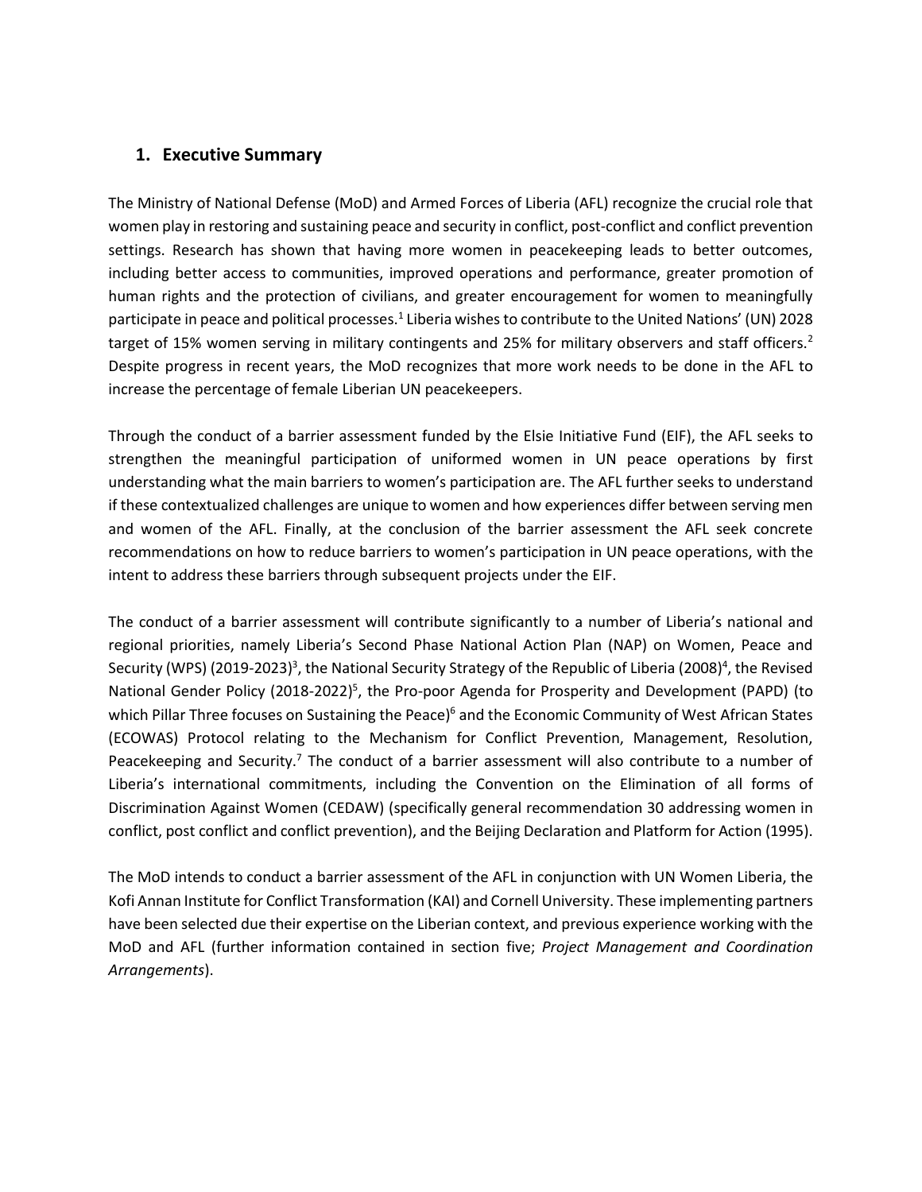## 1. Executive Summary

The Ministry of National Defense (MoD) and Armed Forces of Liberia (AFL) recognize the crucial role that women play in restoring and sustaining peace and security in conflict, post-conflict and conflict prevention settings. Research has shown that having more women in peacekeeping leads to better outcomes, including better access to communities, improved operations and performance, greater promotion of human rights and the protection of civilians, and greater encouragement for women to meaningfully participate in peace and political processes.[1] Liberia wishes to contribute to the United Nations' (UN) 2028 target of 15% women serving in military contingents and 25% for military observers and staff officers.[2] Despite progress in recent years, the MoD recognizes that more work needs to be done in the AFL to increase the percentage of female Liberian UN peacekeepers.

Through the conduct of a barrier assessment funded by the Elsie Initiative Fund (EIF), the AFL seeks to strengthen the meaningful participation of uniformed women in UN peace operations by first understanding what the main barriers to women's participation are. The AFL further seeks to understand if these contextualized challenges are unique to women and how experiences differ between serving men and women of the AFL. Finally, at the conclusion of the barrier assessment the AFL seek concrete recommendations on how to reduce barriers to women's participation in UN peace operations, with the intent to address these barriers through subsequent projects under the EIF.

The conduct of a barrier assessment will contribute significantly to a number of Liberia's national and regional priorities, namely Liberia's Second Phase National Action Plan (NAP) on Women, Peace and Security (WPS) (2019-2023)[3], the National Security Strategy of the Republic of Liberia (2008)[4], the Revised National Gender Policy (2018-2022)[5], the Pro-poor Agenda for Prosperity and Development (PAPD) (to which Pillar Three focuses on Sustaining the Peace)[6] and the Economic Community of West African States (ECOWAS) Protocol relating to the Mechanism for Conflict Prevention, Management, Resolution, Peacekeeping and Security.[7] The conduct of a barrier assessment will also contribute to a number of Liberia's international commitments, including the Convention on the Elimination of all forms of Discrimination Against Women (CEDAW) (specifically general recommendation 30 addressing women in conflict, post conflict and conflict prevention), and the Beijing Declaration and Platform for Action (1995).

The MoD intends to conduct a barrier assessment of the AFL in conjunction with UN Women Liberia, the Kofi Annan Institute for Conflict Transformation (KAI) and Cornell University. These implementing partners have been selected due their expertise on the Liberian context, and previous experience working with the MoD and AFL (further information contained in section five; *Project Management and Coordination Arrangements*).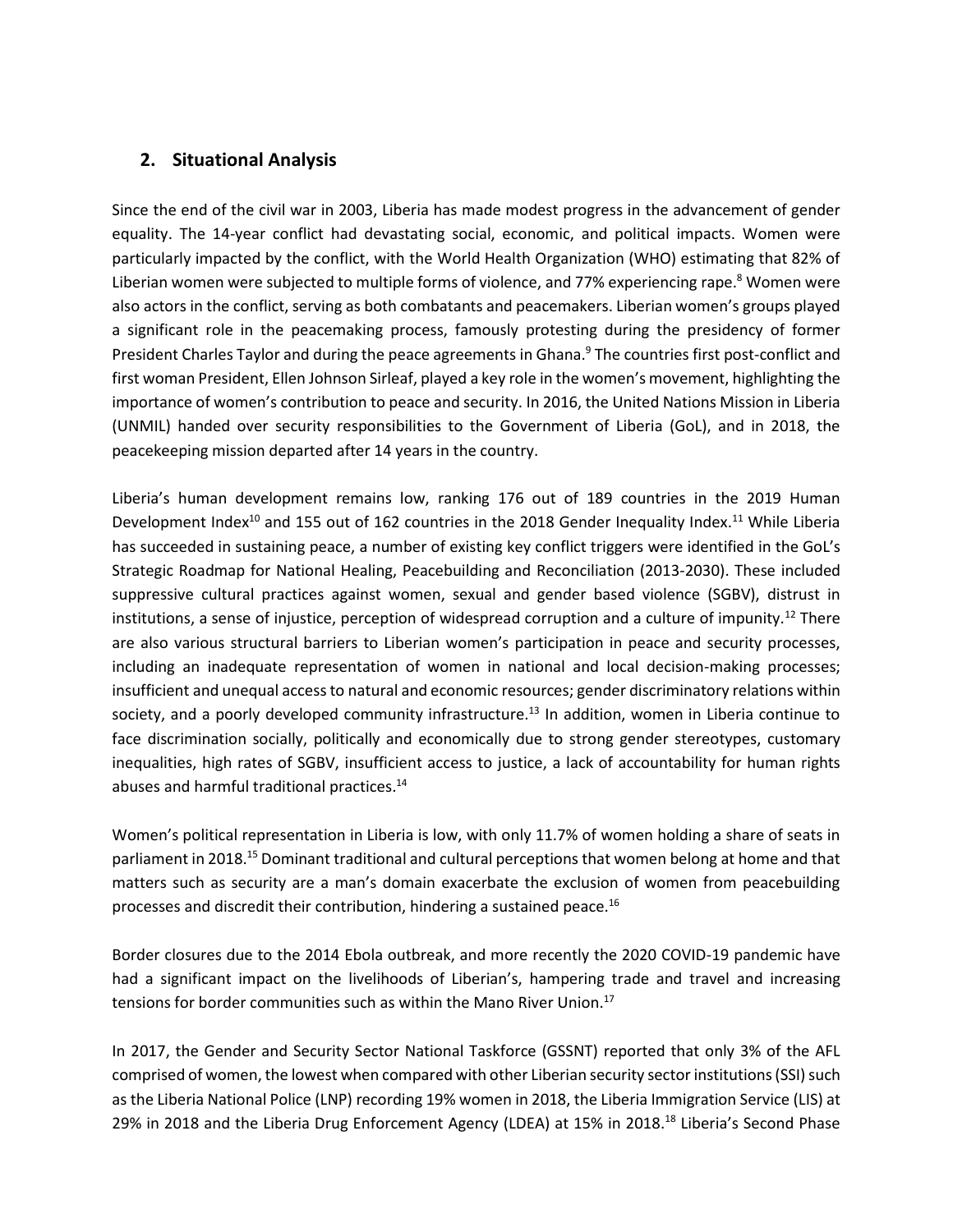## 2. Situational Analysis

Since the end of the civil war in 2003, Liberia has made modest progress in the advancement of gender equality. The 14-year conflict had devastating social, economic, and political impacts. Women were particularly impacted by the conflict, with the World Health Organization (WHO) estimating that 82% of Liberian women were subjected to multiple forms of violence, and 77% experiencing rape.[8] Women were also actors in the conflict, serving as both combatants and peacemakers. Liberian women's groups played a significant role in the peacemaking process, famously protesting during the presidency of former President Charles Taylor and during the peace agreements in Ghana.[9] The countries first post-conflict and first woman President, Ellen Johnson Sirleaf, played a key role in the women's movement, highlighting the importance of women's contribution to peace and security. In 2016, the United Nations Mission in Liberia (UNMIL) handed over security responsibilities to the Government of Liberia (GoL), and in 2018, the peacekeeping mission departed after 14 years in the country.

Liberia's human development remains low, ranking 176 out of 189 countries in the 2019 Human Development Index[10] and 155 out of 162 countries in the 2018 Gender Inequality Index.[11] While Liberia has succeeded in sustaining peace, a number of existing key conflict triggers were identified in the GoL's Strategic Roadmap for National Healing, Peacebuilding and Reconciliation (2013-2030). These included suppressive cultural practices against women, sexual and gender based violence (SGBV), distrust in institutions, a sense of injustice, perception of widespread corruption and a culture of impunity.[12] There are also various structural barriers to Liberian women's participation in peace and security processes, including an inadequate representation of women in national and local decision-making processes; insufficient and unequal access to natural and economic resources; gender discriminatory relations within society, and a poorly developed community infrastructure.[13] In addition, women in Liberia continue to face discrimination socially, politically and economically due to strong gender stereotypes, customary inequalities, high rates of SGBV, insufficient access to justice, a lack of accountability for human rights abuses and harmful traditional practices.[14]

Women's political representation in Liberia is low, with only 11.7% of women holding a share of seats in parliament in 2018.[15] Dominant traditional and cultural perceptions that women belong at home and that matters such as security are a man's domain exacerbate the exclusion of women from peacebuilding processes and discredit their contribution, hindering a sustained peace.[16]

Border closures due to the 2014 Ebola outbreak, and more recently the 2020 COVID-19 pandemic have had a significant impact on the livelihoods of Liberian's, hampering trade and travel and increasing tensions for border communities such as within the Mano River Union.[17]

In 2017, the Gender and Security Sector National Taskforce (GSSNT) reported that only 3% of the AFL comprised of women, the lowest when compared with other Liberian security sector institutions (SSI) such as the Liberia National Police (LNP) recording 19% women in 2018, the Liberia Immigration Service (LIS) at 29% in 2018 and the Liberia Drug Enforcement Agency (LDEA) at 15% in 2018.[18] Liberia's Second Phase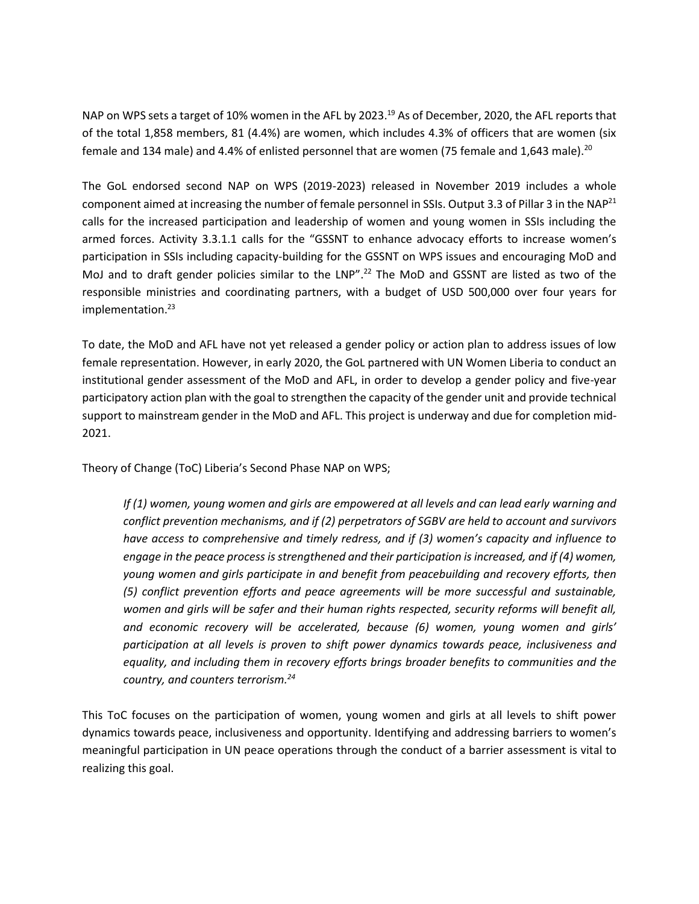NAP on WPS sets a target of 10% women in the AFL by 2023.[19] As of December, 2020, the AFL reports that of the total 1,858 members, 81 (4.4%) are women, which includes 4.3% of officers that are women (six female and 134 male) and 4.4% of enlisted personnel that are women (75 female and 1,643 male).[20]

The GoL endorsed second NAP on WPS (2019-2023) released in November 2019 includes a whole component aimed at increasing the number of female personnel in SSIs. Output 3.3 of Pillar 3 in the NAP[21] calls for the increased participation and leadership of women and young women in SSIs including the armed forces. Activity 3.3.1.1 calls for the "GSSNT to enhance advocacy efforts to increase women's participation in SSIs including capacity-building for the GSSNT on WPS issues and encouraging MoD and MoJ and to draft gender policies similar to the LNP".[22] The MoD and GSSNT are listed as two of the responsible ministries and coordinating partners, with a budget of USD 500,000 over four years for implementation.[23]

To date, the MoD and AFL have not yet released a gender policy or action plan to address issues of low female representation. However, in early 2020, the GoL partnered with UN Women Liberia to conduct an institutional gender assessment of the MoD and AFL, in order to develop a gender policy and five-year participatory action plan with the goal to strengthen the capacity of the gender unit and provide technical support to mainstream gender in the MoD and AFL. This project is underway and due for completion mid-2021.

Theory of Change (ToC) Liberia's Second Phase NAP on WPS;

> *If (1) women, young women and girls are empowered at all levels and can lead early warning and conflict prevention mechanisms, and if (2) perpetrators of SGBV are held to account and survivors have access to comprehensive and timely redress, and if (3) women's capacity and influence to engage in the peace process is strengthened and their participation is increased, and if (4) women, young women and girls participate in and benefit from peacebuilding and recovery efforts, then (5) conflict prevention efforts and peace agreements will be more successful and sustainable, women and girls will be safer and their human rights respected, security reforms will benefit all, and economic recovery will be accelerated, because (6) women, young women and girls' participation at all levels is proven to shift power dynamics towards peace, inclusiveness and equality, and including them in recovery efforts brings broader benefits to communities and the country, and counters terrorism.*[24]

This ToC focuses on the participation of women, young women and girls at all levels to shift power dynamics towards peace, inclusiveness and opportunity. Identifying and addressing barriers to women's meaningful participation in UN peace operations through the conduct of a barrier assessment is vital to realizing this goal.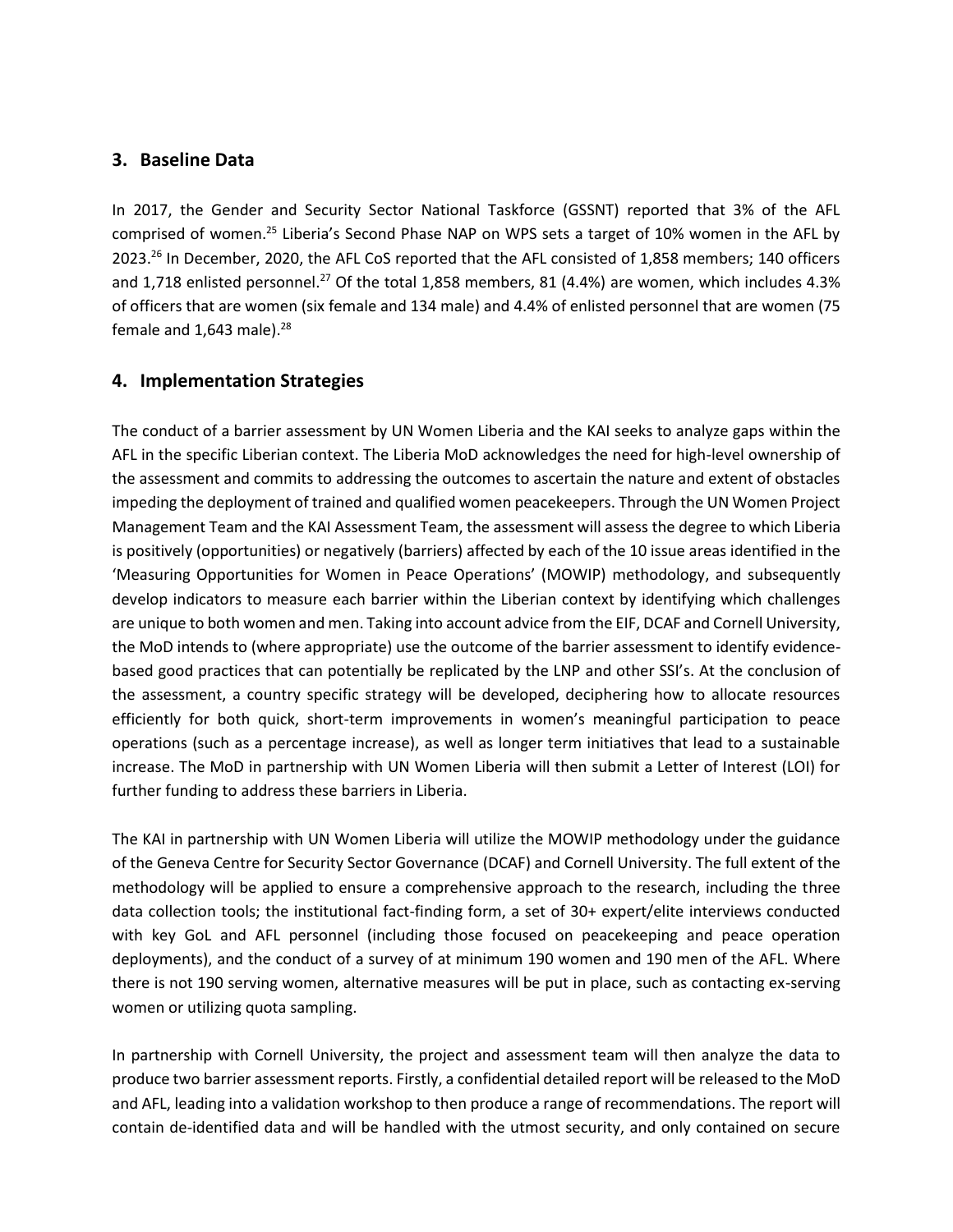## 3. Baseline Data

In 2017, the Gender and Security Sector National Taskforce (GSSNT) reported that 3% of the AFL comprised of women.[25] Liberia's Second Phase NAP on WPS sets a target of 10% women in the AFL by 2023.[26] In December, 2020, the AFL CoS reported that the AFL consisted of 1,858 members; 140 officers and 1,718 enlisted personnel.[27] Of the total 1,858 members, 81 (4.4%) are women, which includes 4.3% of officers that are women (six female and 134 male) and 4.4% of enlisted personnel that are women (75 female and 1,643 male).[28]

## 4. Implementation Strategies

The conduct of a barrier assessment by UN Women Liberia and the KAI seeks to analyze gaps within the AFL in the specific Liberian context. The Liberia MoD acknowledges the need for high-level ownership of the assessment and commits to addressing the outcomes to ascertain the nature and extent of obstacles impeding the deployment of trained and qualified women peacekeepers. Through the UN Women Project Management Team and the KAI Assessment Team, the assessment will assess the degree to which Liberia is positively (opportunities) or negatively (barriers) affected by each of the 10 issue areas identified in the 'Measuring Opportunities for Women in Peace Operations' (MOWIP) methodology, and subsequently develop indicators to measure each barrier within the Liberian context by identifying which challenges are unique to both women and men. Taking into account advice from the EIF, DCAF and Cornell University, the MoD intends to (where appropriate) use the outcome of the barrier assessment to identify evidence-based good practices that can potentially be replicated by the LNP and other SSI's. At the conclusion of the assessment, a country specific strategy will be developed, deciphering how to allocate resources efficiently for both quick, short-term improvements in women's meaningful participation to peace operations (such as a percentage increase), as well as longer term initiatives that lead to a sustainable increase. The MoD in partnership with UN Women Liberia will then submit a Letter of Interest (LOI) for further funding to address these barriers in Liberia.

The KAI in partnership with UN Women Liberia will utilize the MOWIP methodology under the guidance of the Geneva Centre for Security Sector Governance (DCAF) and Cornell University. The full extent of the methodology will be applied to ensure a comprehensive approach to the research, including the three data collection tools; the institutional fact-finding form, a set of 30+ expert/elite interviews conducted with key GoL and AFL personnel (including those focused on peacekeeping and peace operation deployments), and the conduct of a survey of at minimum 190 women and 190 men of the AFL. Where there is not 190 serving women, alternative measures will be put in place, such as contacting ex-serving women or utilizing quota sampling.

In partnership with Cornell University, the project and assessment team will then analyze the data to produce two barrier assessment reports. Firstly, a confidential detailed report will be released to the MoD and AFL, leading into a validation workshop to then produce a range of recommendations. The report will contain de-identified data and will be handled with the utmost security, and only contained on secure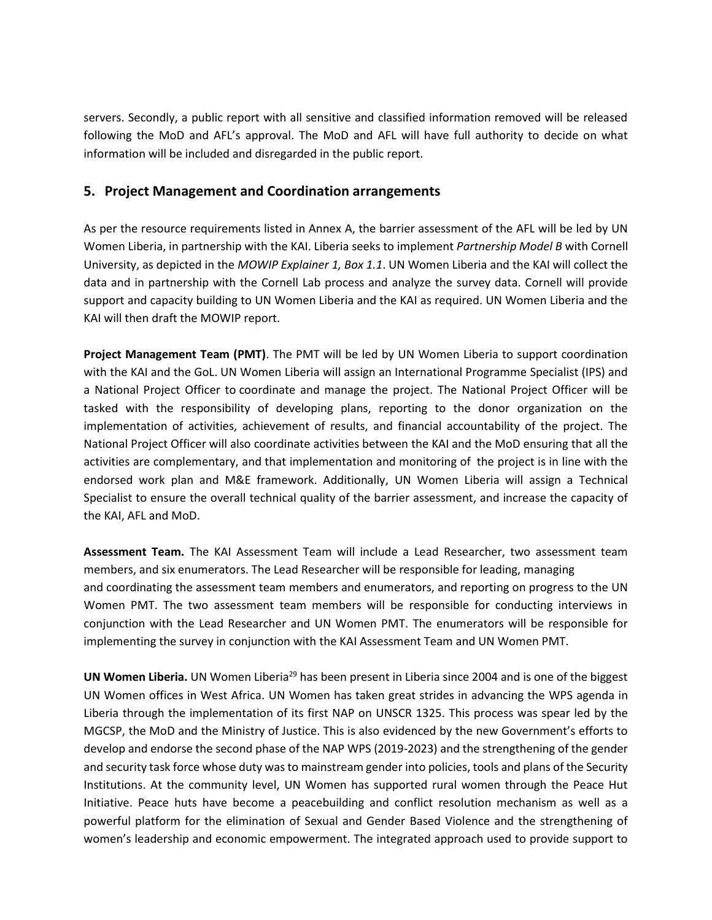servers. Secondly, a public report with all sensitive and classified information removed will be released following the MoD and AFL's approval. The MoD and AFL will have full authority to decide on what information will be included and disregarded in the public report.

## 5. Project Management and Coordination arrangements

As per the resource requirements listed in Annex A, the barrier assessment of the AFL will be led by UN Women Liberia, in partnership with the KAI. Liberia seeks to implement *Partnership Model B* with Cornell University, as depicted in the *MOWIP Explainer 1, Box 1.1*. UN Women Liberia and the KAI will collect the data and in partnership with the Cornell Lab process and analyze the survey data. Cornell will provide support and capacity building to UN Women Liberia and the KAI as required. UN Women Liberia and the KAI will then draft the MOWIP report.

**Project Management Team (PMT)**. The PMT will be led by UN Women Liberia to support coordination with the KAI and the GoL. UN Women Liberia will assign an International Programme Specialist (IPS) and a National Project Officer to coordinate and manage the project. The National Project Officer will be tasked with the responsibility of developing plans, reporting to the donor organization on the implementation of activities, achievement of results, and financial accountability of the project. The National Project Officer will also coordinate activities between the KAI and the MoD ensuring that all the activities are complementary, and that implementation and monitoring of the project is in line with the endorsed work plan and M&E framework. Additionally, UN Women Liberia will assign a Technical Specialist to ensure the overall technical quality of the barrier assessment, and increase the capacity of the KAI, AFL and MoD.

**Assessment Team.** The KAI Assessment Team will include a Lead Researcher, two assessment team members, and six enumerators. The Lead Researcher will be responsible for leading, managing and coordinating the assessment team members and enumerators, and reporting on progress to the UN Women PMT. The two assessment team members will be responsible for conducting interviews in conjunction with the Lead Researcher and UN Women PMT. The enumerators will be responsible for implementing the survey in conjunction with the KAI Assessment Team and UN Women PMT.

**UN Women Liberia.** UN Women Liberia[29] has been present in Liberia since 2004 and is one of the biggest UN Women offices in West Africa. UN Women has taken great strides in advancing the WPS agenda in Liberia through the implementation of its first NAP on UNSCR 1325. This process was spear led by the MGCSP, the MoD and the Ministry of Justice. This is also evidenced by the new Government's efforts to develop and endorse the second phase of the NAP WPS (2019-2023) and the strengthening of the gender and security task force whose duty was to mainstream gender into policies, tools and plans of the Security Institutions. At the community level, UN Women has supported rural women through the Peace Hut Initiative. Peace huts have become a peacebuilding and conflict resolution mechanism as well as a powerful platform for the elimination of Sexual and Gender Based Violence and the strengthening of women's leadership and economic empowerment. The integrated approach used to provide support to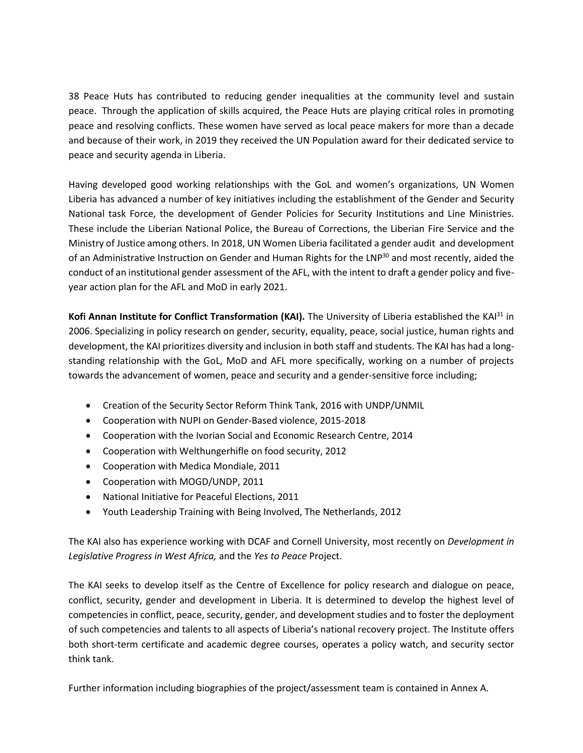38 Peace Huts has contributed to reducing gender inequalities at the community level and sustain peace. Through the application of skills acquired, the Peace Huts are playing critical roles in promoting peace and resolving conflicts. These women have served as local peace makers for more than a decade and because of their work, in 2019 they received the UN Population award for their dedicated service to peace and security agenda in Liberia.

Having developed good working relationships with the GoL and women's organizations, UN Women Liberia has advanced a number of key initiatives including the establishment of the Gender and Security National task Force, the development of Gender Policies for Security Institutions and Line Ministries. These include the Liberian National Police, the Bureau of Corrections, the Liberian Fire Service and the Ministry of Justice among others. In 2018, UN Women Liberia facilitated a gender audit and development of an Administrative Instruction on Gender and Human Rights for the LNP[30] and most recently, aided the conduct of an institutional gender assessment of the AFL, with the intent to draft a gender policy and five-year action plan for the AFL and MoD in early 2021.

**Kofi Annan Institute for Conflict Transformation (KAI).** The University of Liberia established the KAI[31] in 2006. Specializing in policy research on gender, security, equality, peace, social justice, human rights and development, the KAI prioritizes diversity and inclusion in both staff and students. The KAI has had a long-standing relationship with the GoL, MoD and AFL more specifically, working on a number of projects towards the advancement of women, peace and security and a gender-sensitive force including;

- Creation of the Security Sector Reform Think Tank, 2016 with UNDP/UNMIL
- Cooperation with NUPI on Gender-Based violence, 2015-2018
- Cooperation with the Ivorian Social and Economic Research Centre, 2014
- Cooperation with Welthungerhifle on food security, 2012
- Cooperation with Medica Mondiale, 2011
- Cooperation with MOGD/UNDP, 2011
- National Initiative for Peaceful Elections, 2011
- Youth Leadership Training with Being Involved, The Netherlands, 2012

The KAI also has experience working with DCAF and Cornell University, most recently on *Development in Legislative Progress in West Africa,* and the *Yes to Peace* Project.

The KAI seeks to develop itself as the Centre of Excellence for policy research and dialogue on peace, conflict, security, gender and development in Liberia. It is determined to develop the highest level of competencies in conflict, peace, security, gender, and development studies and to foster the deployment of such competencies and talents to all aspects of Liberia's national recovery project. The Institute offers both short-term certificate and academic degree courses, operates a policy watch, and security sector think tank.

Further information including biographies of the project/assessment team is contained in Annex A.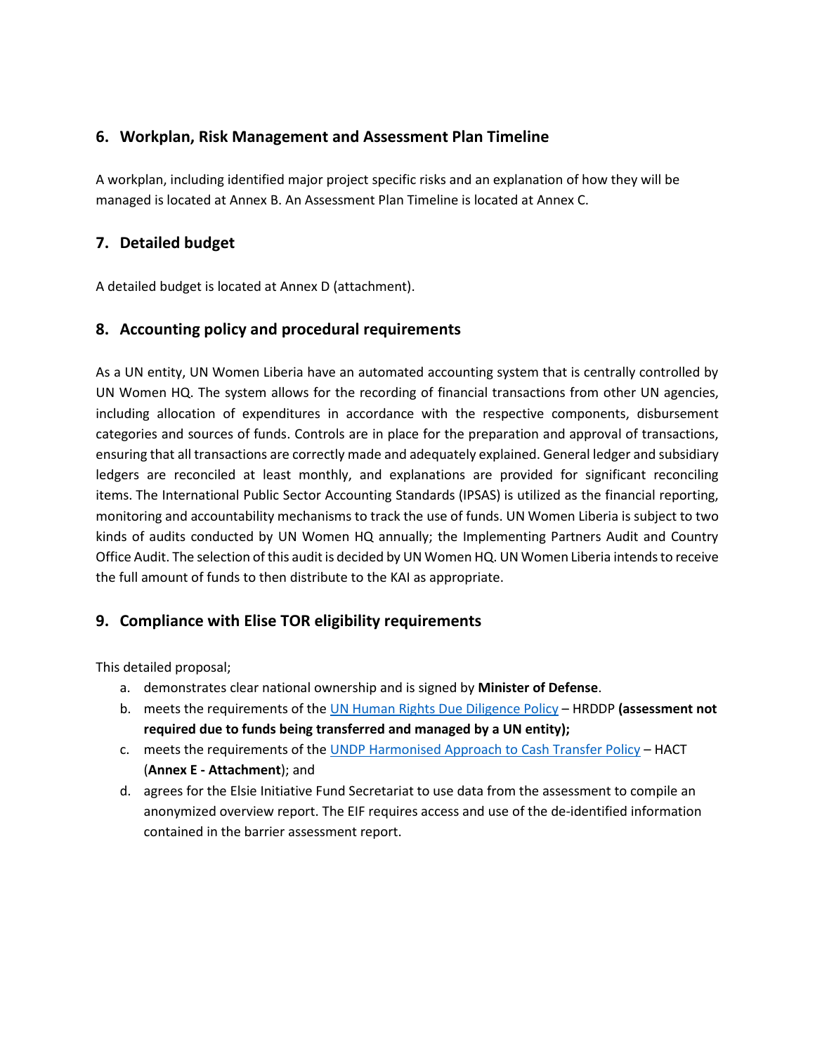## 6. Workplan, Risk Management and Assessment Plan Timeline

A workplan, including identified major project specific risks and an explanation of how they will be managed is located at Annex B. An Assessment Plan Timeline is located at Annex C.

## 7. Detailed budget

A detailed budget is located at Annex D (attachment).

## 8. Accounting policy and procedural requirements

As a UN entity, UN Women Liberia have an automated accounting system that is centrally controlled by UN Women HQ. The system allows for the recording of financial transactions from other UN agencies, including allocation of expenditures in accordance with the respective components, disbursement categories and sources of funds. Controls are in place for the preparation and approval of transactions, ensuring that all transactions are correctly made and adequately explained. General ledger and subsidiary ledgers are reconciled at least monthly, and explanations are provided for significant reconciling items. The International Public Sector Accounting Standards (IPSAS) is utilized as the financial reporting, monitoring and accountability mechanisms to track the use of funds. UN Women Liberia is subject to two kinds of audits conducted by UN Women HQ annually; the Implementing Partners Audit and Country Office Audit. The selection of this audit is decided by UN Women HQ. UN Women Liberia intends to receive the full amount of funds to then distribute to the KAI as appropriate.

## 9. Compliance with Elise TOR eligibility requirements

This detailed proposal;

a. demonstrates clear national ownership and is signed by **Minister of Defense**.
b. meets the requirements of the UN Human Rights Due Diligence Policy – HRDDP **(assessment not required due to funds being transferred and managed by a UN entity);**
c. meets the requirements of the UNDP Harmonised Approach to Cash Transfer Policy – HACT (**Annex E - Attachment**); and
d. agrees for the Elsie Initiative Fund Secretariat to use data from the assessment to compile an anonymized overview report. The EIF requires access and use of the de-identified information contained in the barrier assessment report.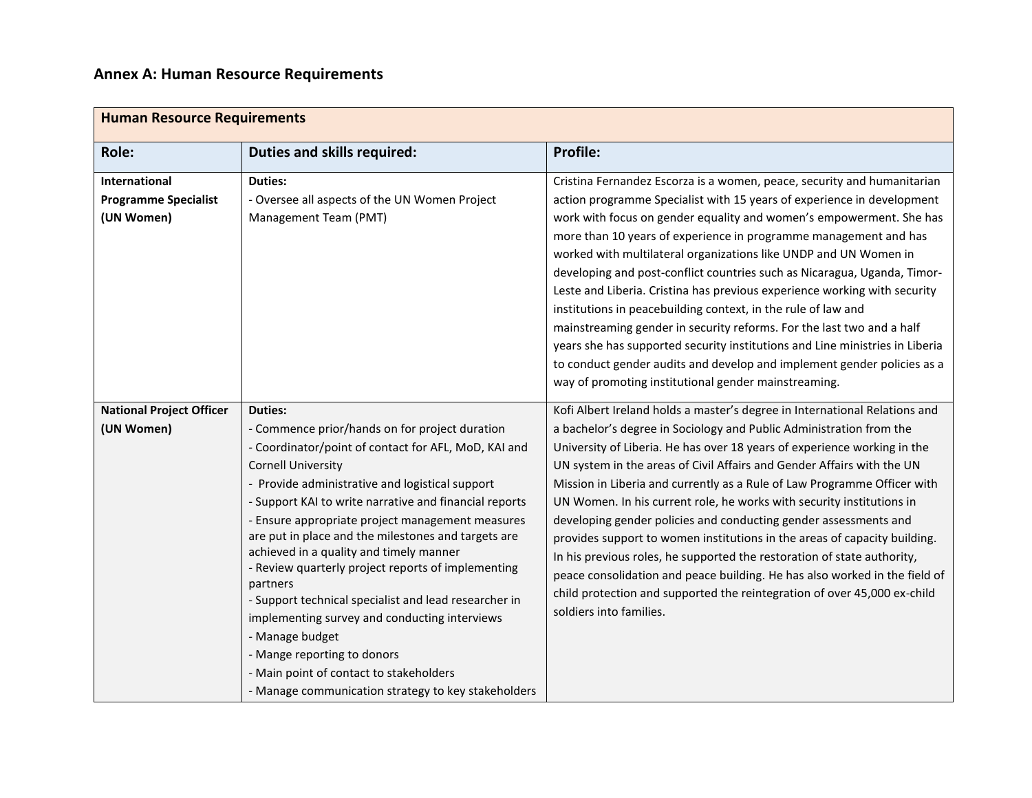## Annex A: Human Resource Requirements

| Human Resource Requirements | | |
|---|---|---|
| **Role:** | **Duties and skills required:** | **Profile:** |
| **International Programme Specialist (UN Women)** | **Duties:**<br>- Oversee all aspects of the UN Women Project Management Team (PMT) | Cristina Fernandez Escorza is a women, peace, security and humanitarian action programme Specialist with 15 years of experience in development work with focus on gender equality and women's empowerment. She has more than 10 years of experience in programme management and has worked with multilateral organizations like UNDP and UN Women in developing and post-conflict countries such as Nicaragua, Uganda, Timor-Leste and Liberia. Cristina has previous experience working with security institutions in peacebuilding context, in the rule of law and mainstreaming gender in security reforms. For the last two and a half years she has supported security institutions and Line ministries in Liberia to conduct gender audits and develop and implement gender policies as a way of promoting institutional gender mainstreaming. |
| **National Project Officer (UN Women)** | **Duties:**<br>- Commence prior/hands on for project duration<br>- Coordinator/point of contact for AFL, MoD, KAI and Cornell University<br>- Provide administrative and logistical support<br>- Support KAI to write narrative and financial reports<br>- Ensure appropriate project management measures are put in place and the milestones and targets are achieved in a quality and timely manner<br>- Review quarterly project reports of implementing partners<br>- Support technical specialist and lead researcher in implementing survey and conducting interviews<br>- Manage budget<br>- Mange reporting to donors<br>- Main point of contact to stakeholders<br>- Manage communication strategy to key stakeholders | Kofi Albert Ireland holds a master's degree in International Relations and a bachelor's degree in Sociology and Public Administration from the University of Liberia. He has over 18 years of experience working in the UN system in the areas of Civil Affairs and Gender Affairs with the UN Mission in Liberia and currently as a Rule of Law Programme Officer with UN Women. In his current role, he works with security institutions in developing gender policies and conducting gender assessments and provides support to women institutions in the areas of capacity building. In his previous roles, he supported the restoration of state authority, peace consolidation and peace building. He has also worked in the field of child protection and supported the reintegration of over 45,000 ex-child soldiers into families. |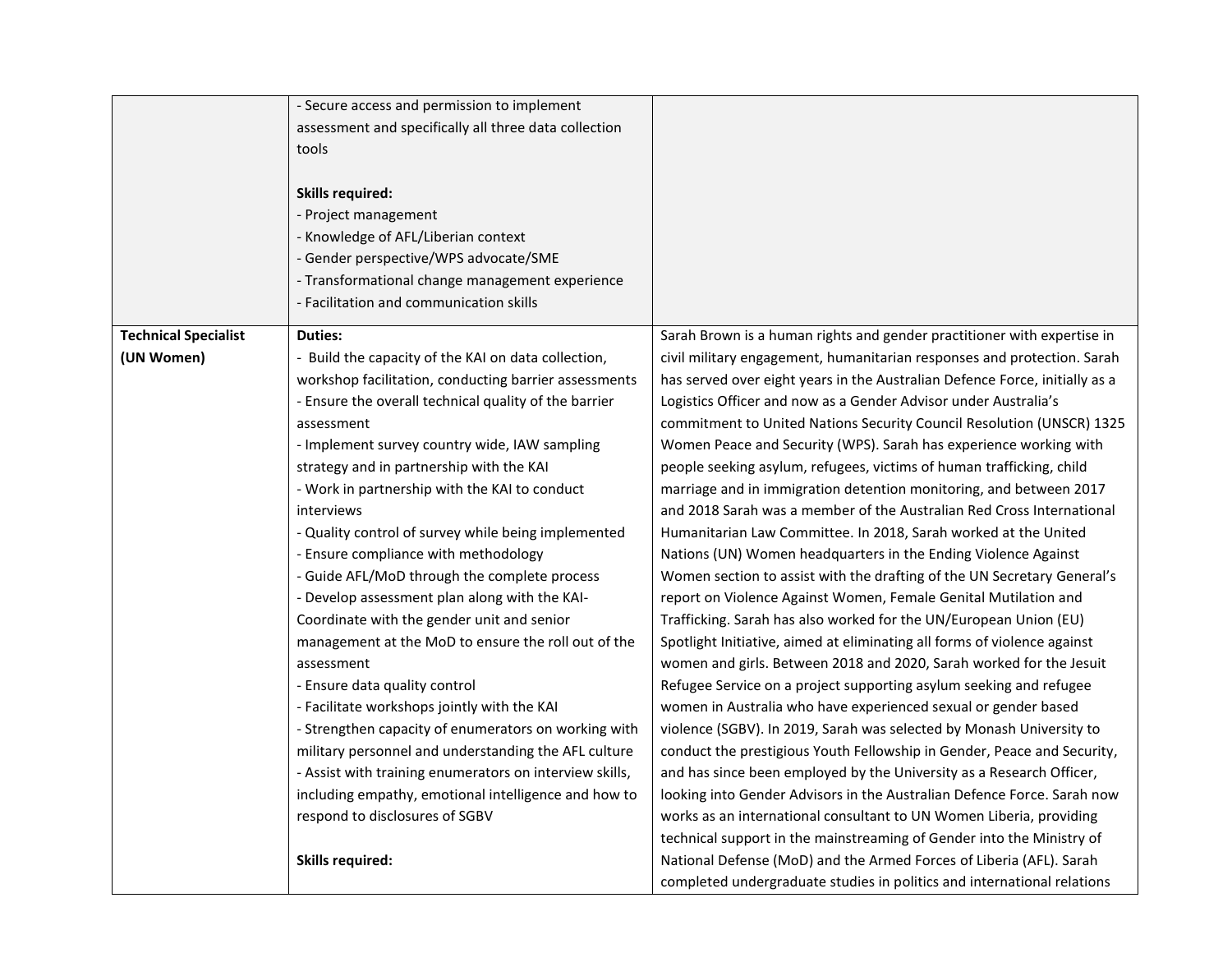| | | |
|---|---|---|
| | - Secure access and permission to implement assessment and specifically all three data collection tools<br><br>**Skills required:**<br>- Project management<br>- Knowledge of AFL/Liberian context<br>- Gender perspective/WPS advocate/SME<br>- Transformational change management experience<br>- Facilitation and communication skills | |
| **Technical Specialist (UN Women)** | **Duties:**<br>- Build the capacity of the KAI on data collection, workshop facilitation, conducting barrier assessments<br>- Ensure the overall technical quality of the barrier assessment<br>- Implement survey country wide, IAW sampling strategy and in partnership with the KAI<br>- Work in partnership with the KAI to conduct interviews<br>- Quality control of survey while being implemented<br>- Ensure compliance with methodology<br>- Guide AFL/MoD through the complete process<br>- Develop assessment plan along with the KAI-Coordinate with the gender unit and senior management at the MoD to ensure the roll out of the assessment<br>- Ensure data quality control<br>- Facilitate workshops jointly with the KAI<br>- Strengthen capacity of enumerators on working with military personnel and understanding the AFL culture<br>- Assist with training enumerators on interview skills, including empathy, emotional intelligence and how to respond to disclosures of SGBV<br><br>**Skills required:** | Sarah Brown is a human rights and gender practitioner with expertise in civil military engagement, humanitarian responses and protection. Sarah has served over eight years in the Australian Defence Force, initially as a Logistics Officer and now as a Gender Advisor under Australia's commitment to United Nations Security Council Resolution (UNSCR) 1325 Women Peace and Security (WPS). Sarah has experience working with people seeking asylum, refugees, victims of human trafficking, child marriage and in immigration detention monitoring, and between 2017 and 2018 Sarah was a member of the Australian Red Cross International Humanitarian Law Committee. In 2018, Sarah worked at the United Nations (UN) Women headquarters in the Ending Violence Against Women section to assist with the drafting of the UN Secretary General's report on Violence Against Women, Female Genital Mutilation and Trafficking. Sarah has also worked for the UN/European Union (EU) Spotlight Initiative, aimed at eliminating all forms of violence against women and girls. Between 2018 and 2020, Sarah worked for the Jesuit Refugee Service on a project supporting asylum seeking and refugee women in Australia who have experienced sexual or gender based violence (SGBV). In 2019, Sarah was selected by Monash University to conduct the prestigious Youth Fellowship in Gender, Peace and Security, and has since been employed by the University as a Research Officer, looking into Gender Advisors in the Australian Defence Force. Sarah now works as an international consultant to UN Women Liberia, providing technical support in the mainstreaming of Gender into the Ministry of National Defense (MoD) and the Armed Forces of Liberia (AFL). Sarah completed undergraduate studies in politics and international relations |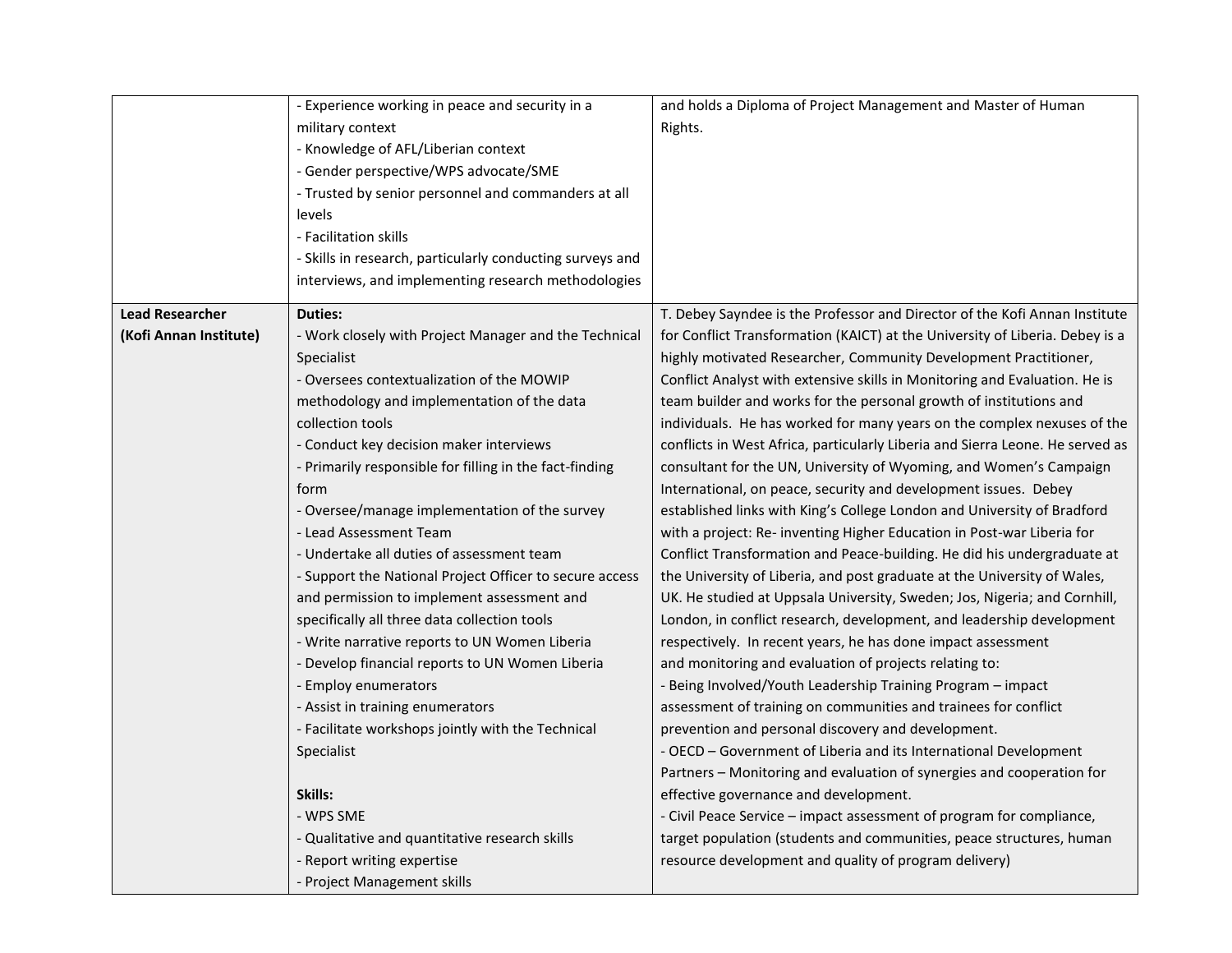| | | |
|---|---|---|
| | - Experience working in peace and security in a military context<br>- Knowledge of AFL/Liberian context<br>- Gender perspective/WPS advocate/SME<br>- Trusted by senior personnel and commanders at all levels<br>- Facilitation skills<br>- Skills in research, particularly conducting surveys and interviews, and implementing research methodologies | and holds a Diploma of Project Management and Master of Human Rights. |
| **Lead Researcher (Kofi Annan Institute)** | **Duties:**<br>- Work closely with Project Manager and the Technical Specialist<br>- Oversees contextualization of the MOWIP methodology and implementation of the data collection tools<br>- Conduct key decision maker interviews<br>- Primarily responsible for filling in the fact-finding form<br>- Oversee/manage implementation of the survey<br>- Lead Assessment Team<br>- Undertake all duties of assessment team<br>- Support the National Project Officer to secure access and permission to implement assessment and specifically all three data collection tools<br>- Write narrative reports to UN Women Liberia<br>- Develop financial reports to UN Women Liberia<br>- Employ enumerators<br>- Assist in training enumerators<br>- Facilitate workshops jointly with the Technical Specialist<br><br>**Skills:**<br>- WPS SME<br>- Qualitative and quantitative research skills<br>- Report writing expertise<br>- Project Management skills | T. Debey Sayndee is the Professor and Director of the Kofi Annan Institute for Conflict Transformation (KAICT) at the University of Liberia. Debey is a highly motivated Researcher, Community Development Practitioner, Conflict Analyst with extensive skills in Monitoring and Evaluation. He is team builder and works for the personal growth of institutions and individuals. He has worked for many years on the complex nexuses of the conflicts in West Africa, particularly Liberia and Sierra Leone. He served as consultant for the UN, University of Wyoming, and Women's Campaign International, on peace, security and development issues. Debey established links with King's College London and University of Bradford with a project: Re- inventing Higher Education in Post-war Liberia for Conflict Transformation and Peace-building. He did his undergraduate at the University of Liberia, and post graduate at the University of Wales, UK. He studied at Uppsala University, Sweden; Jos, Nigeria; and Cornhill, London, in conflict research, development, and leadership development respectively. In recent years, he has done impact assessment and monitoring and evaluation of projects relating to:<br>- Being Involved/Youth Leadership Training Program – impact assessment of training on communities and trainees for conflict prevention and personal discovery and development.<br>- OECD – Government of Liberia and its International Development Partners – Monitoring and evaluation of synergies and cooperation for effective governance and development.<br>- Civil Peace Service – impact assessment of program for compliance, target population (students and communities, peace structures, human resource development and quality of program delivery) |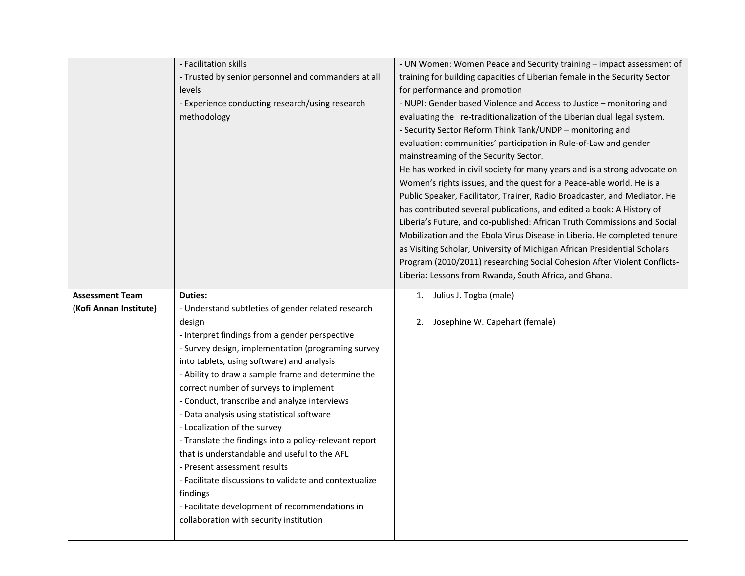| | | |
|---|---|---|
| | - Facilitation skills<br>- Trusted by senior personnel and commanders at all levels<br>- Experience conducting research/using research methodology | - UN Women: Women Peace and Security training – impact assessment of training for building capacities of Liberian female in the Security Sector for performance and promotion<br>- NUPI: Gender based Violence and Access to Justice – monitoring and evaluating the re-traditionalization of the Liberian dual legal system.<br>- Security Sector Reform Think Tank/UNDP – monitoring and evaluation: communities' participation in Rule-of-Law and gender mainstreaming of the Security Sector.<br>He has worked in civil society for many years and is a strong advocate on Women's rights issues, and the quest for a Peace-able world. He is a Public Speaker, Facilitator, Trainer, Radio Broadcaster, and Mediator. He has contributed several publications, and edited a book: A History of Liberia's Future, and co-published: African Truth Commissions and Social Mobilization and the Ebola Virus Disease in Liberia. He completed tenure as Visiting Scholar, University of Michigan African Presidential Scholars Program (2010/2011) researching Social Cohesion After Violent Conflicts-Liberia: Lessons from Rwanda, South Africa, and Ghana. |
| **Assessment Team (Kofi Annan Institute)** | **Duties:**<br>- Understand subtleties of gender related research design<br>- Interpret findings from a gender perspective<br>- Survey design, implementation (programing survey into tablets, using software) and analysis<br>- Ability to draw a sample frame and determine the correct number of surveys to implement<br>- Conduct, transcribe and analyze interviews<br>- Data analysis using statistical software<br>- Localization of the survey<br>- Translate the findings into a policy-relevant report that is understandable and useful to the AFL<br>- Present assessment results<br>- Facilitate discussions to validate and contextualize findings<br>- Facilitate development of recommendations in collaboration with security institution | 1. Julius J. Togba (male)<br><br>2. Josephine W. Capehart (female) |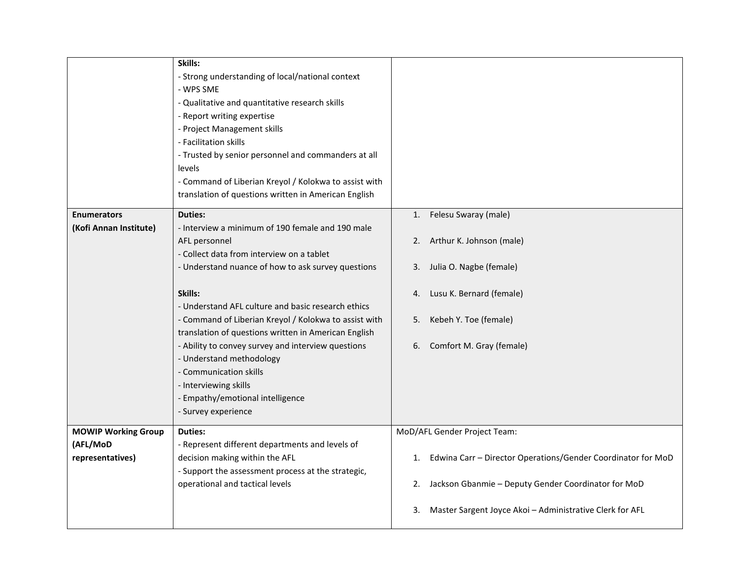| | | |
|---|---|---|
| | **Skills:**<br>- Strong understanding of local/national context<br>- WPS SME<br>- Qualitative and quantitative research skills<br>- Report writing expertise<br>- Project Management skills<br>- Facilitation skills<br>- Trusted by senior personnel and commanders at all levels<br>- Command of Liberian Kreyol / Kolokwa to assist with translation of questions written in American English | |
| **Enumerators (Kofi Annan Institute)** | **Duties:**<br>- Interview a minimum of 190 female and 190 male AFL personnel<br>- Collect data from interview on a tablet<br>- Understand nuance of how to ask survey questions<br><br>**Skills:**<br>- Understand AFL culture and basic research ethics<br>- Command of Liberian Kreyol / Kolokwa to assist with translation of questions written in American English<br>- Ability to convey survey and interview questions<br>- Understand methodology<br>- Communication skills<br>- Interviewing skills<br>- Empathy/emotional intelligence<br>- Survey experience | 1. Felesu Swaray (male)<br>2. Arthur K. Johnson (male)<br>3. Julia O. Nagbe (female)<br>4. Lusu K. Bernard (female)<br>5. Kebeh Y. Toe (female)<br>6. Comfort M. Gray (female) |
| **MOWIP Working Group (AFL/MoD representatives)** | **Duties:**<br>- Represent different departments and levels of decision making within the AFL<br>- Support the assessment process at the strategic, operational and tactical levels | MoD/AFL Gender Project Team:<br>1. Edwina Carr – Director Operations/Gender Coordinator for MoD<br>2. Jackson Gbanmie – Deputy Gender Coordinator for MoD<br>3. Master Sargent Joyce Akoi – Administrative Clerk for AFL |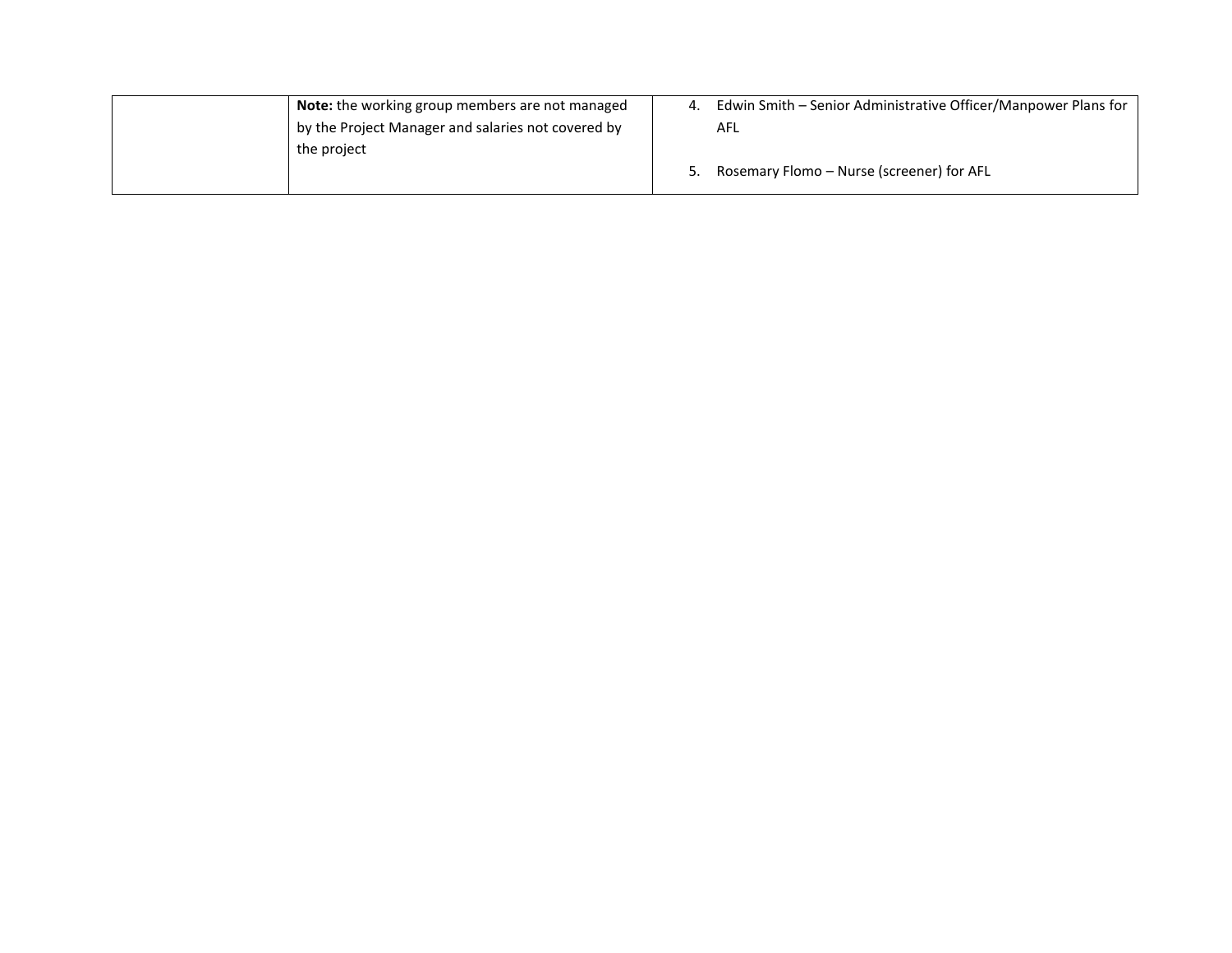|  |  |  |
|---|---|---|
|  | **Note:** the working group members are not managed by the Project Manager and salaries not covered by the project | 4. Edwin Smith – Senior Administrative Officer/Manpower Plans for AFL<br><br>5. Rosemary Flomo – Nurse (screener) for AFL |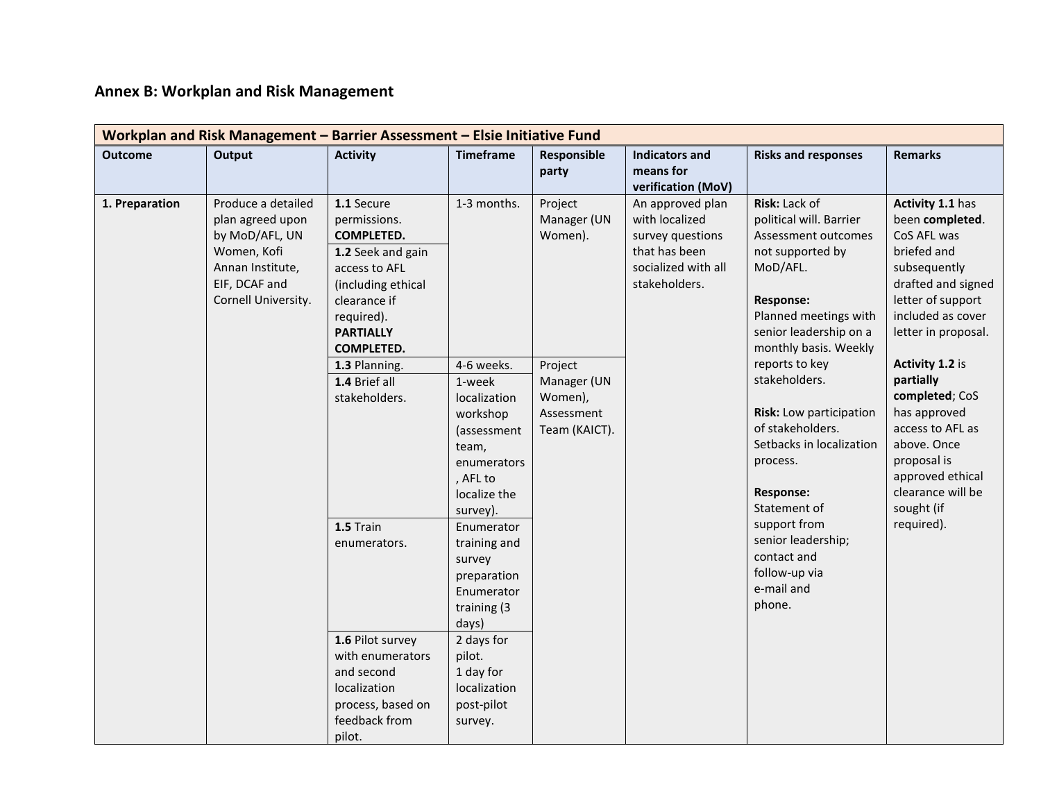## Annex B: Workplan and Risk Management

| Workplan and Risk Management – Barrier Assessment – Elsie Initiative Fund | | | | | | | |
|---|---|---|---|---|---|---|---|
| **Outcome** | **Output** | **Activity** | **Timeframe** | **Responsible party** | **Indicators and means for verification (MoV)** | **Risks and responses** | **Remarks** |
| **1. Preparation** | Produce a detailed plan agreed upon by MoD/AFL, UN Women, Kofi Annan Institute, EIF, DCAF and Cornell University. | **1.1** Secure permissions. **COMPLETED.** | 1-3 months. | Project Manager (UN Women). | An approved plan with localized survey questions that has been socialized with all stakeholders. | **Risk:** Lack of political will. Barrier Assessment outcomes not supported by MoD/AFL.<br><br>**Response:** Planned meetings with senior leadership on a monthly basis. Weekly reports to key stakeholders.<br><br>**Risk:** Low participation of stakeholders. Setbacks in localization process.<br><br>**Response:** Statement of support from senior leadership; contact and follow-up via e-mail and phone. | **Activity 1.1** has been **completed**. CoS AFL was briefed and subsequently drafted and signed letter of support included as cover letter in proposal.<br><br>**Activity 1.2** is **partially completed**; CoS has approved access to AFL as above. Once proposal is approved ethical clearance will be sought (if required). |
| | | **1.2** Seek and gain access to AFL (including ethical clearance if required). **PARTIALLY COMPLETED.** | | | | | |
| | | **1.3** Planning. | 4-6 weeks. | Project Manager (UN Women), Assessment Team (KAICT). | | | |
| | | **1.4** Brief all stakeholders. | 1-week localization workshop (assessment team, enumerators, AFL to localize the survey). | | | | |
| | | **1.5** Train enumerators. | Enumerator training and survey preparation Enumerator training (3 days) | | | | |
| | | **1.6** Pilot survey with enumerators and second localization process, based on feedback from pilot. | 2 days for pilot.<br>1 day for localization post-pilot survey. | | | | |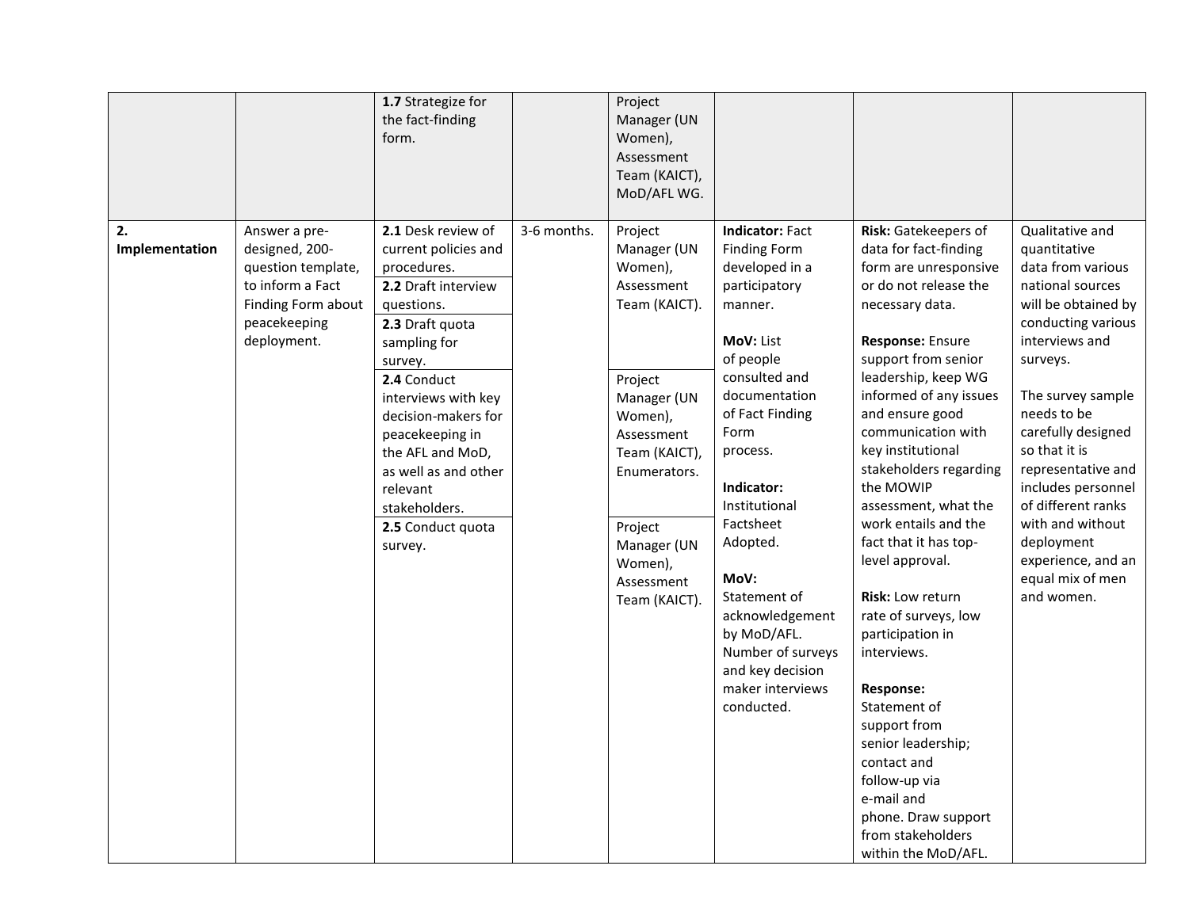| | | | | | | | |
|---|---|---|---|---|---|---|---|
| | | **1.7** Strategize for the fact-finding form. | | Project Manager (UN Women), Assessment Team (KAICT), MoD/AFL WG. | | | |
| **2. Implementation** | Answer a pre-designed, 200-question template, to inform a Fact Finding Form about peacekeeping deployment. | **2.1** Desk review of current policies and procedures.<br>**2.2** Draft interview questions.<br>**2.3** Draft quota sampling for survey. | 3-6 months. | Project Manager (UN Women), Assessment Team (KAICT). | **Indicator:** Fact Finding Form developed in a participatory manner.<br><br>**MoV:** List of people consulted and documentation of Fact Finding Form process.<br><br>**Indicator:** Institutional Factsheet Adopted.<br><br>**MoV:** Statement of acknowledgement by MoD/AFL. Number of surveys and key decision maker interviews conducted. | **Risk:** Gatekeepers of data for fact-finding form are unresponsive or do not release the necessary data.<br><br>**Response:** Ensure support from senior leadership, keep WG informed of any issues and ensure good communication with key institutional stakeholders regarding the MOWIP assessment, what the work entails and the fact that it has top-level approval.<br><br>**Risk:** Low return rate of surveys, low participation in interviews.<br><br>**Response:** Statement of support from senior leadership; contact and follow-up via e-mail and phone. Draw support from stakeholders within the MoD/AFL. | Qualitative and quantitative data from various national sources will be obtained by conducting various interviews and surveys.<br><br>The survey sample needs to be carefully designed so that it is representative and includes personnel of different ranks with and without deployment experience, and an equal mix of men and women. |
| | | **2.4** Conduct interviews with key decision-makers for peacekeeping in the AFL and MoD, as well as and other relevant stakeholders. | | Project Manager (UN Women), Assessment Team (KAICT), Enumerators. | | | |
| | | **2.5** Conduct quota survey. | | Project Manager (UN Women), Assessment Team (KAICT). | | | |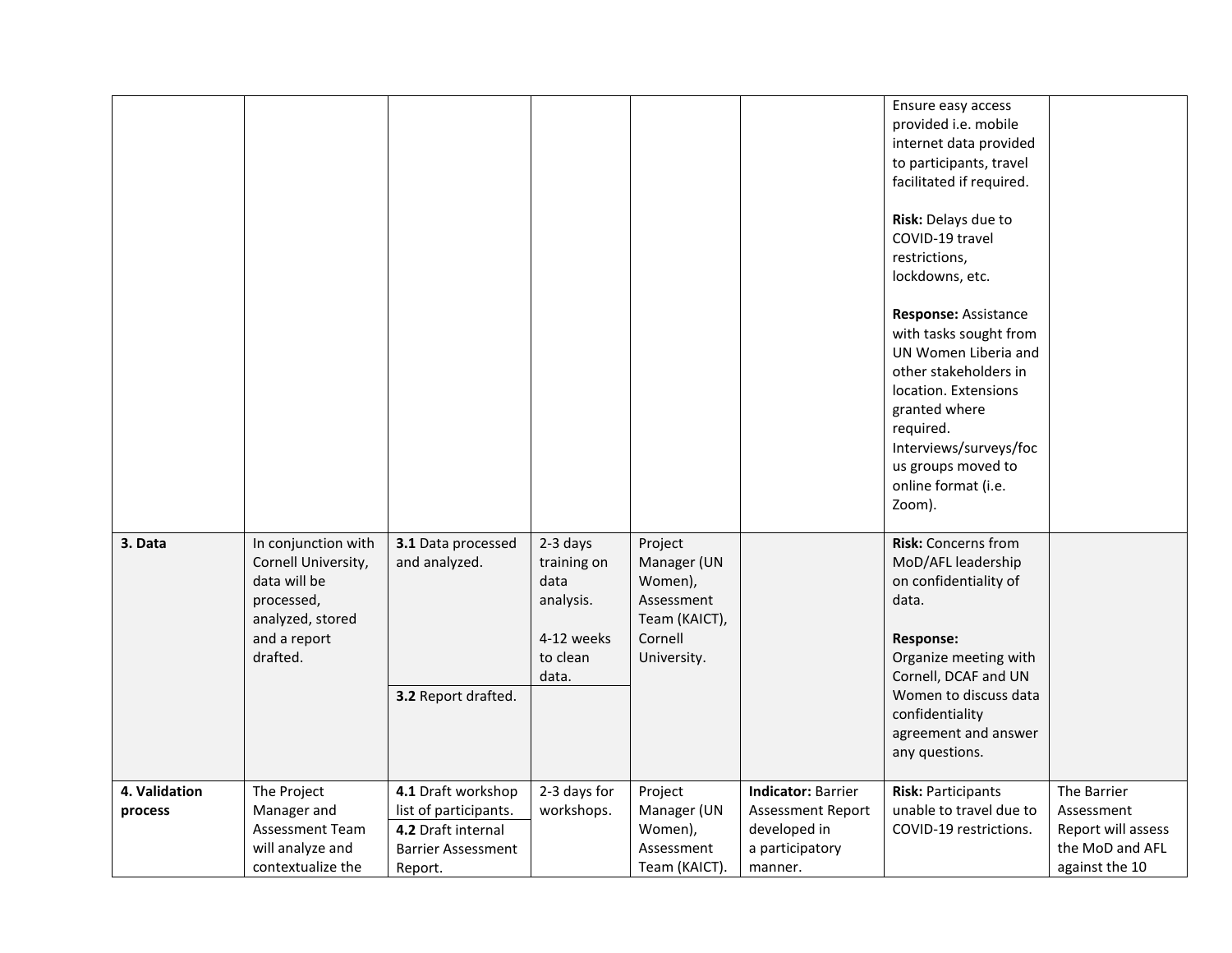| | | | | | | | |
|---|---|---|---|---|---|---|---|
| | | | | | | Ensure easy access provided i.e. mobile internet data provided to participants, travel facilitated if required.<br><br>**Risk:** Delays due to COVID-19 travel restrictions, lockdowns, etc.<br><br>**Response:** Assistance with tasks sought from UN Women Liberia and other stakeholders in location. Extensions granted where required. Interviews/surveys/focus groups moved to online format (i.e. Zoom). | |
| **3. Data** | In conjunction with Cornell University, data will be processed, analyzed, stored and a report drafted. | **3.1** Data processed and analyzed.<br><br>**3.2** Report drafted. | 2-3 days training on data analysis.<br><br>4-12 weeks to clean data. | Project Manager (UN Women), Assessment Team (KAICT), Cornell University. | | **Risk:** Concerns from MoD/AFL leadership on confidentiality of data.<br><br>**Response:** Organize meeting with Cornell, DCAF and UN Women to discuss data confidentiality agreement and answer any questions. | |
| **4. Validation process** | The Project Manager and Assessment Team will analyze and contextualize the | **4.1** Draft workshop list of participants.<br>**4.2** Draft internal Barrier Assessment Report. | 2-3 days for workshops. | Project Manager (UN Women), Assessment Team (KAICT). | **Indicator:** Barrier Assessment Report developed in a participatory manner. | **Risk:** Participants unable to travel due to COVID-19 restrictions. | The Barrier Assessment Report will assess the MoD and AFL against the 10 |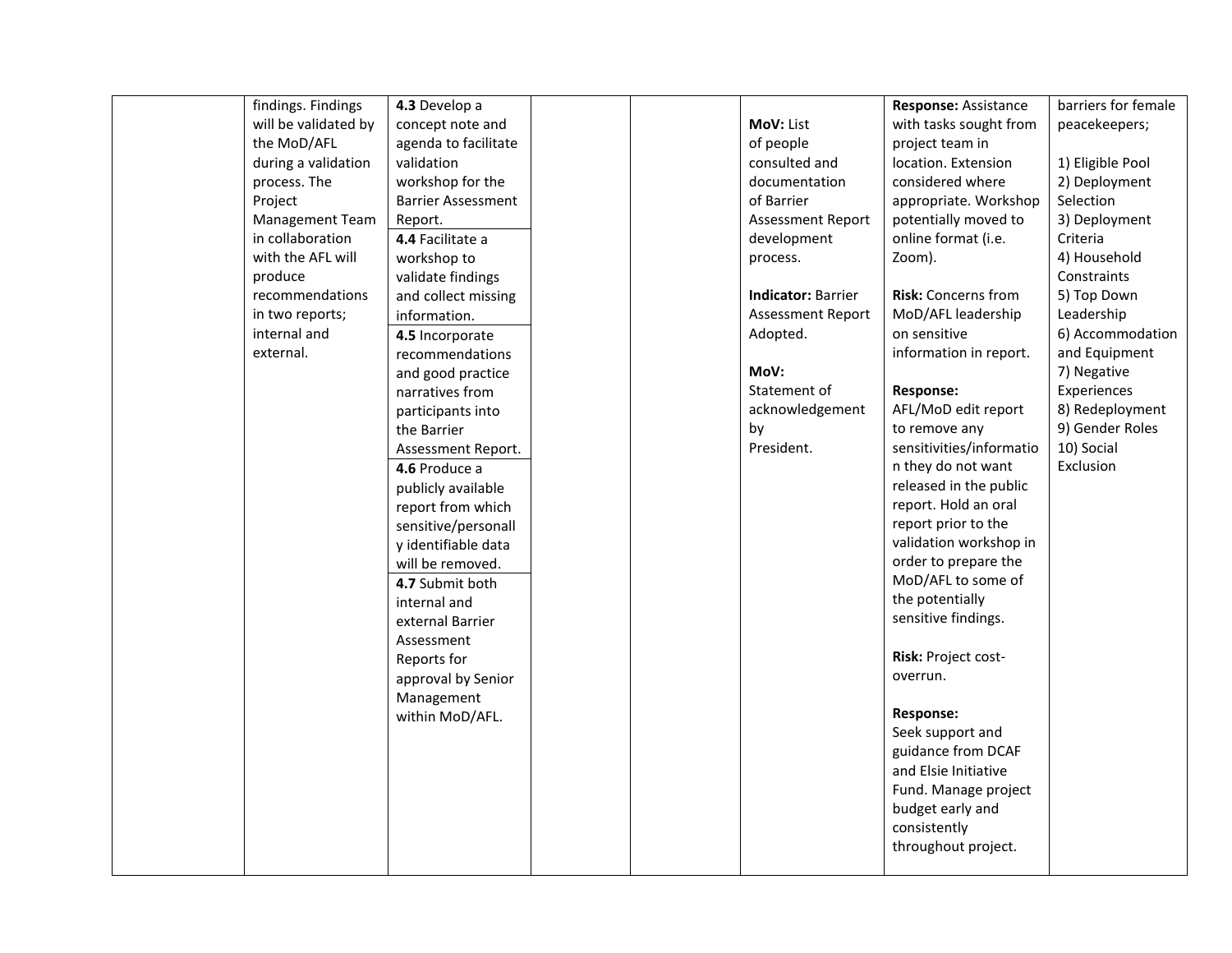|  |  |  |  |  |  |  |  |
|---|---|---|---|---|---|---|---|
|  | findings. Findings will be validated by the MoD/AFL during a validation process. The Project Management Team in collaboration with the AFL will produce recommendations in two reports; internal and external. | **4.3** Develop a concept note and agenda to facilitate validation workshop for the Barrier Assessment Report.<br>**4.4** Facilitate a workshop to validate findings and collect missing information.<br>**4.5** Incorporate recommendations and good practice narratives from participants into the Barrier Assessment Report.<br>**4.6** Produce a publicly available report from which sensitive/personally identifiable data will be removed.<br>**4.7** Submit both internal and external Barrier Assessment Reports for approval by Senior Management within MoD/AFL. |  |  | **MoV:** List of people consulted and documentation of Barrier Assessment Report development process.<br><br>**Indicator:** Barrier Assessment Report Adopted.<br><br>**MoV:** Statement of acknowledgement by President. | **Response:** Assistance with tasks sought from project team in location. Extension considered where appropriate. Workshop potentially moved to online format (i.e. Zoom).<br><br>**Risk:** Concerns from MoD/AFL leadership on sensitive information in report.<br><br>**Response:** AFL/MoD edit report to remove any sensitivities/information they do not want released in the public report. Hold an oral report prior to the validation workshop in order to prepare the MoD/AFL to some of the potentially sensitive findings.<br><br>**Risk:** Project cost-overrun.<br><br>**Response:** Seek support and guidance from DCAF and Elsie Initiative Fund. Manage project budget early and consistently throughout project. | barriers for female peacekeepers;<br><br>1) Eligible Pool<br>2) Deployment Selection<br>3) Deployment Criteria<br>4) Household Constraints<br>5) Top Down Leadership<br>6) Accommodation and Equipment<br>7) Negative Experiences<br>8) Redeployment<br>9) Gender Roles<br>10) Social Exclusion |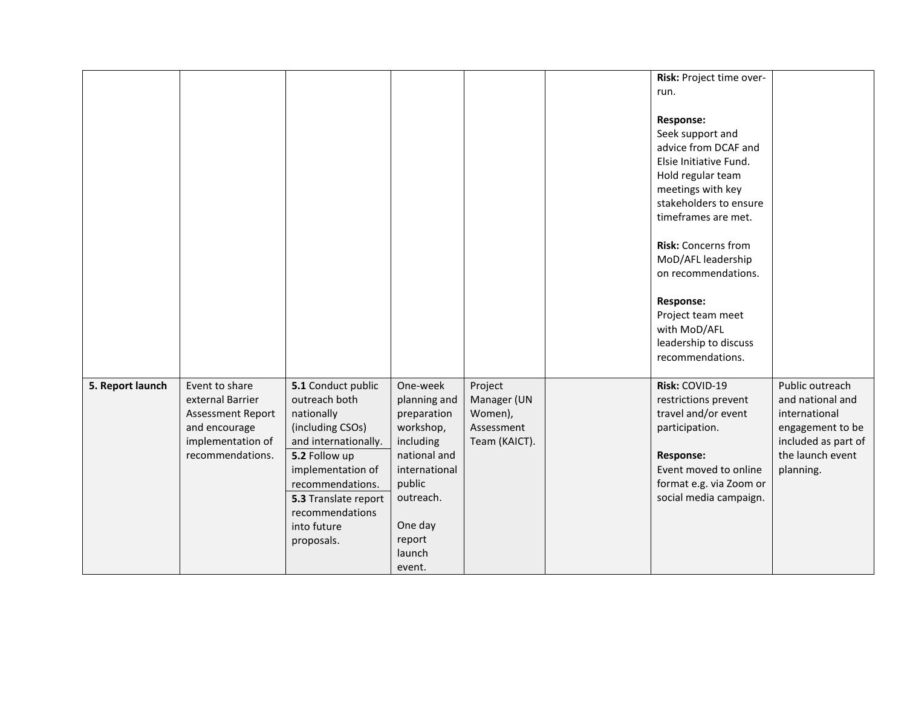| | | | | | | | |
|---|---|---|---|---|---|---|---|
| | | | | | | **Risk:** Project time over-run.<br><br>**Response:**<br>Seek support and advice from DCAF and Elsie Initiative Fund. Hold regular team meetings with key stakeholders to ensure timeframes are met.<br><br>**Risk:** Concerns from MoD/AFL leadership on recommendations.<br><br>**Response:**<br>Project team meet with MoD/AFL leadership to discuss recommendations. | |
| **5. Report launch** | Event to share external Barrier Assessment Report and encourage implementation of recommendations. | **5.1** Conduct public outreach both nationally (including CSOs) and internationally.<br>**5.2** Follow up implementation of recommendations.<br>**5.3** Translate report recommendations into future proposals. | One-week planning and preparation workshop, including national and international public outreach.<br><br>One day report launch event. | Project Manager (UN Women), Assessment Team (KAICT). | | **Risk:** COVID-19 restrictions prevent travel and/or event participation.<br><br>**Response:**<br>Event moved to online format e.g. via Zoom or social media campaign. | Public outreach and national and international engagement to be included as part of the launch event planning. |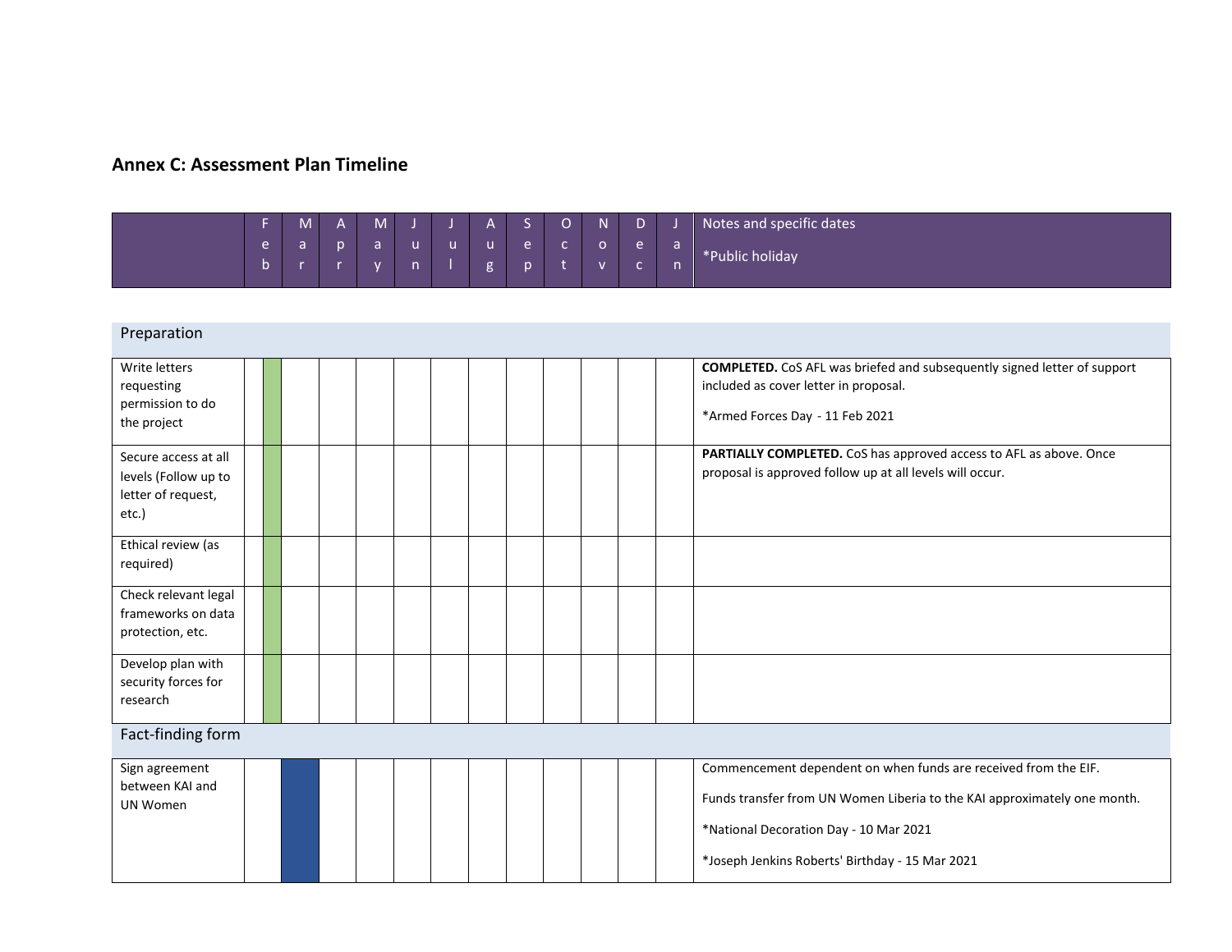## Annex C: Assessment Plan Timeline

| | Feb | Mar | Apr | May | Jun | Jul | Aug | Sep | Oct | Nov | Dec | Jan | Notes and specific dates<br><br>*Public holiday |
|---|---|---|---|---|---|---|---|---|---|---|---|---|---|
| **Preparation** | | | | | | | | | | | | | |
| Write letters requesting permission to do the project | ■ | | | | | | | | | | | | **COMPLETED.** CoS AFL was briefed and subsequently signed letter of support included as cover letter in proposal.<br><br>*Armed Forces Day - 11 Feb 2021 |
| Secure access at all levels (Follow up to letter of request, etc.) | ■ | | | | | | | | | | | | **PARTIALLY COMPLETED.** CoS has approved access to AFL as above. Once proposal is approved follow up at all levels will occur. |
| Ethical review (as required) | ■ | | | | | | | | | | | | |
| Check relevant legal frameworks on data protection, etc. | ■ | | | | | | | | | | | | |
| Develop plan with security forces for research | ■ | | | | | | | | | | | | |
| **Fact-finding form** | | | | | | | | | | | | | |
| Sign agreement between KAI and UN Women | | ■ | | | | | | | | | | | Commencement dependent on when funds are received from the EIF.<br><br>Funds transfer from UN Women Liberia to the KAI approximately one month.<br><br>*National Decoration Day - 10 Mar 2021<br><br>*Joseph Jenkins Roberts' Birthday - 15 Mar 2021 |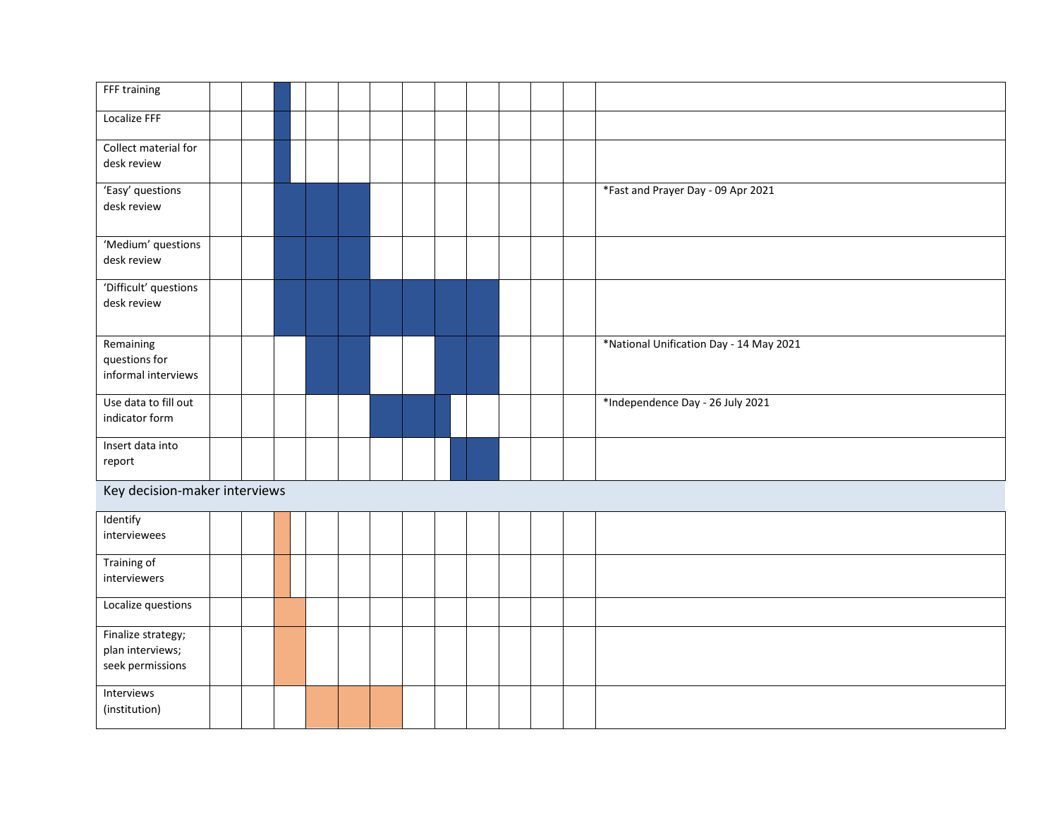| Task | | | | | | | | | | | | | Notes |
|---|---|---|---|---|---|---|---|---|---|---|---|---|---|
| FFF training | | | ■ | | | | | | | | | | |
| Localize FFF | | | ■ | | | | | | | | | | |
| Collect material for desk review | | | ■ | | | | | | | | | | |
| ‘Easy’ questions desk review | | | ■ | ■ | ■ | | | | | | | | *Fast and Prayer Day - 09 Apr 2021 |
| ‘Medium’ questions desk review | | | ■ | ■ | ■ | | | | | | | | |
| ‘Difficult’ questions desk review | | | ■ | ■ | ■ | ■ | ■ | ■ | ■ | | | | |
| Remaining questions for informal interviews | | | | ■ | ■ | | | ■ | ■ | | | | *National Unification Day - 14 May 2021 |
| Use data to fill out indicator form | | | | | | ■ | ■ | ■ | | | | | *Independence Day - 26 July 2021 |
| Insert data into report | | | | | | | | ■ | ■ | | | | |
| **Key decision-maker interviews** | | | | | | | | | | | | | |
| Identify interviewees | | | ■ | | | | | | | | | | |
| Training of interviewers | | | ■ | | | | | | | | | | |
| Localize questions | | | ■ | | | | | | | | | | |
| Finalize strategy; plan interviews; seek permissions | | | ■ | | | | | | | | | | |
| Interviews (institution) | | | | ■ | ■ | ■ | | | | | | | |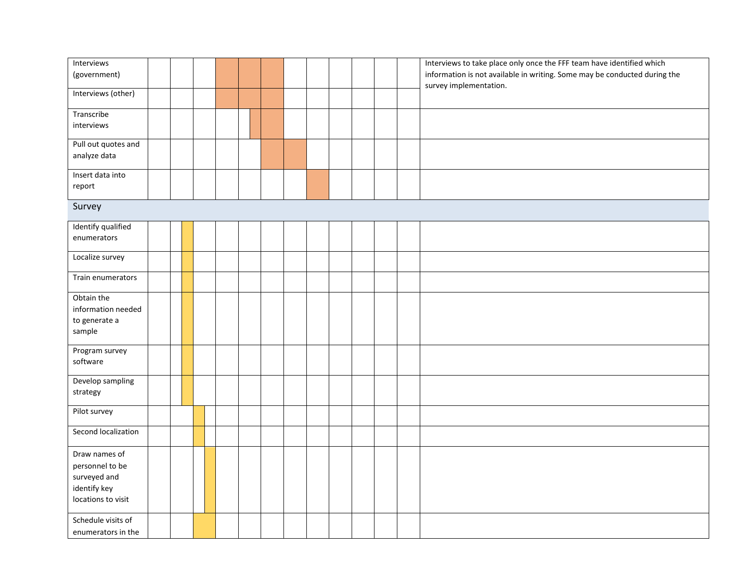| | | | | | | | | | | | | | |
|---|---|---|---|---|---|---|---|---|---|---|---|---|---|
| Interviews (government) | | | | | | | | | | | | | Interviews to take place only once the FFF team have identified which information is not available in writing. Some may be conducted during the survey implementation. |
| Interviews (other) | | | | | | | | | | | | | |
| Transcribe interviews | | | | | | | | | | | | | |
| Pull out quotes and analyze data | | | | | | | | | | | | | |
| Insert data into report | | | | | | | | | | | | | |
| **Survey** | | | | | | | | | | | | | |
| Identify qualified enumerators | | | | | | | | | | | | | |
| Localize survey | | | | | | | | | | | | | |
| Train enumerators | | | | | | | | | | | | | |
| Obtain the information needed to generate a sample | | | | | | | | | | | | | |
| Program survey software | | | | | | | | | | | | | |
| Develop sampling strategy | | | | | | | | | | | | | |
| Pilot survey | | | | | | | | | | | | | |
| Second localization | | | | | | | | | | | | | |
| Draw names of personnel to be surveyed and identify key locations to visit | | | | | | | | | | | | | |
| Schedule visits of enumerators in the | | | | | | | | | | | | | |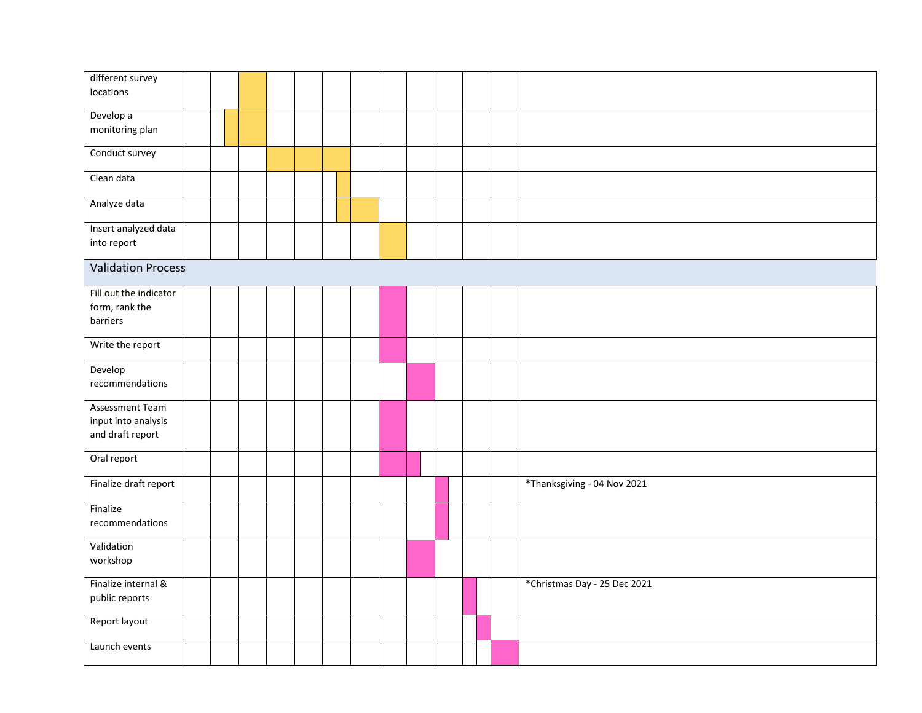| different survey locations | | | | | | | | | | | | | |
|---|---|---|---|---|---|---|---|---|---|---|---|---|---|
| Develop a monitoring plan | | | | | | | | | | | | | |
| Conduct survey | | | | | | | | | | | | | |
| Clean data | | | | | | | | | | | | | |
| Analyze data | | | | | | | | | | | | | |
| Insert analyzed data into report | | | | | | | | | | | | | |
| **Validation Process** | | | | | | | | | | | | | |
| Fill out the indicator form, rank the barriers | | | | | | | | | | | | | |
| Write the report | | | | | | | | | | | | | |
| Develop recommendations | | | | | | | | | | | | | |
| Assessment Team input into analysis and draft report | | | | | | | | | | | | | |
| Oral report | | | | | | | | | | | | | |
| Finalize draft report | | | | | | | | | | | | | *Thanksgiving - 04 Nov 2021 |
| Finalize recommendations | | | | | | | | | | | | | |
| Validation workshop | | | | | | | | | | | | | |
| Finalize internal & public reports | | | | | | | | | | | | | *Christmas Day - 25 Dec 2021 |
| Report layout | | | | | | | | | | | | | |
| Launch events | | | | | | | | | | | | | |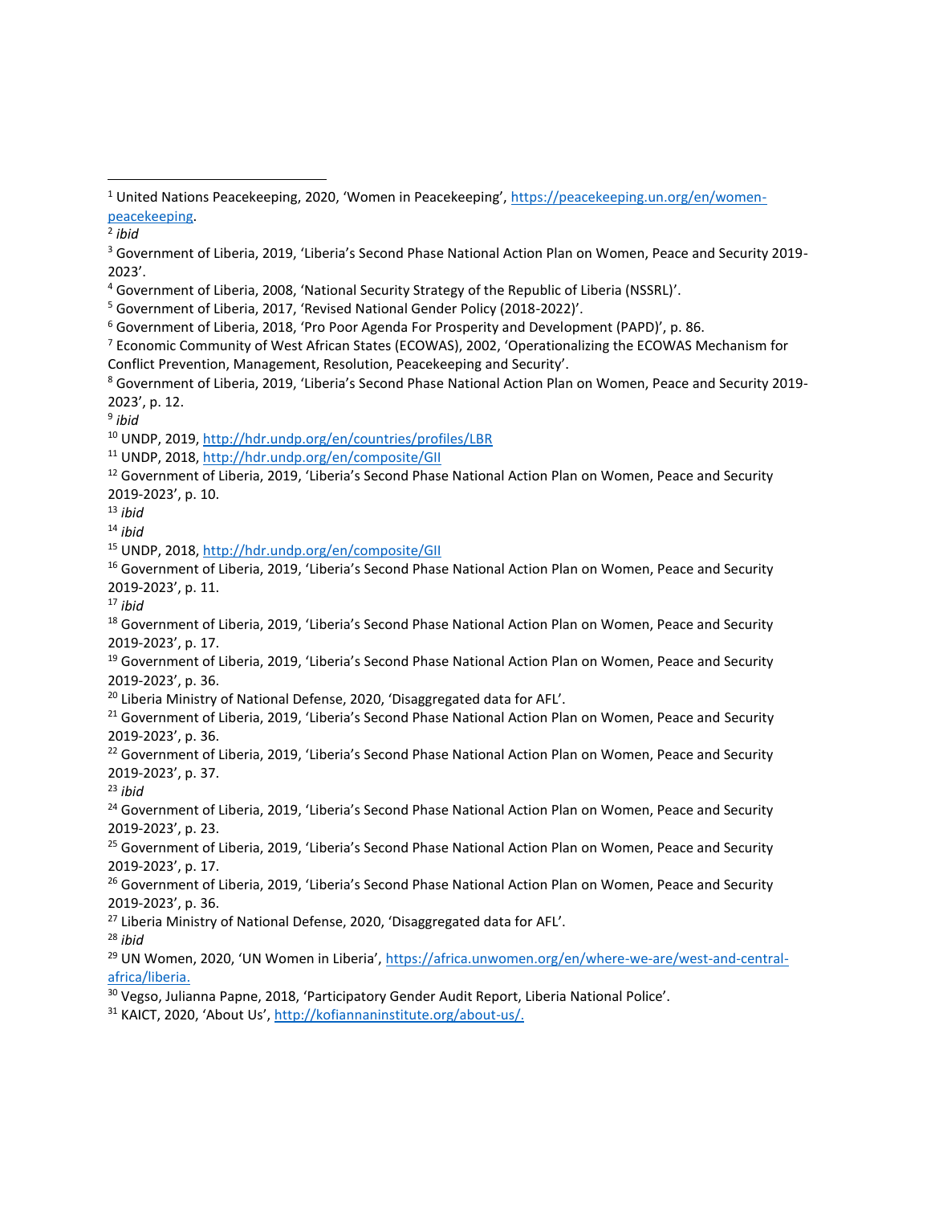[1] United Nations Peacekeeping, 2020, 'Women in Peacekeeping', https://peacekeeping.un.org/en/women-peacekeeping.

[2] *ibid*

[3] Government of Liberia, 2019, 'Liberia's Second Phase National Action Plan on Women, Peace and Security 2019-2023'.

[4] Government of Liberia, 2008, 'National Security Strategy of the Republic of Liberia (NSSRL)'.

[5] Government of Liberia, 2017, 'Revised National Gender Policy (2018-2022)'.

[6] Government of Liberia, 2018, 'Pro Poor Agenda For Prosperity and Development (PAPD)', p. 86.

[7] Economic Community of West African States (ECOWAS), 2002, 'Operationalizing the ECOWAS Mechanism for Conflict Prevention, Management, Resolution, Peacekeeping and Security'.

[8] Government of Liberia, 2019, 'Liberia's Second Phase National Action Plan on Women, Peace and Security 2019-2023', p. 12.

[9] *ibid*

[10] UNDP, 2019, http://hdr.undp.org/en/countries/profiles/LBR

[11] UNDP, 2018, http://hdr.undp.org/en/composite/GII

[12] Government of Liberia, 2019, 'Liberia's Second Phase National Action Plan on Women, Peace and Security 2019-2023', p. 10.

[13] *ibid*

[14] *ibid*

[15] UNDP, 2018, http://hdr.undp.org/en/composite/GII

[16] Government of Liberia, 2019, 'Liberia's Second Phase National Action Plan on Women, Peace and Security 2019-2023', p. 11.

[17] *ibid*

[18] Government of Liberia, 2019, 'Liberia's Second Phase National Action Plan on Women, Peace and Security 2019-2023', p. 17.

[19] Government of Liberia, 2019, 'Liberia's Second Phase National Action Plan on Women, Peace and Security 2019-2023', p. 36.

[20] Liberia Ministry of National Defense, 2020, 'Disaggregated data for AFL'.

[21] Government of Liberia, 2019, 'Liberia's Second Phase National Action Plan on Women, Peace and Security 2019-2023', p. 36.

[22] Government of Liberia, 2019, 'Liberia's Second Phase National Action Plan on Women, Peace and Security 2019-2023', p. 37.

[23] *ibid*

[24] Government of Liberia, 2019, 'Liberia's Second Phase National Action Plan on Women, Peace and Security 2019-2023', p. 23.

[25] Government of Liberia, 2019, 'Liberia's Second Phase National Action Plan on Women, Peace and Security 2019-2023', p. 17.

[26] Government of Liberia, 2019, 'Liberia's Second Phase National Action Plan on Women, Peace and Security 2019-2023', p. 36.

[27] Liberia Ministry of National Defense, 2020, 'Disaggregated data for AFL'.

[28] *ibid*

[29] UN Women, 2020, 'UN Women in Liberia', https://africa.unwomen.org/en/where-we-are/west-and-central-africa/liberia.

[30] Vegso, Julianna Papne, 2018, 'Participatory Gender Audit Report, Liberia National Police'.

[31] KAICT, 2020, 'About Us', http://kofiannaninstitute.org/about-us/.